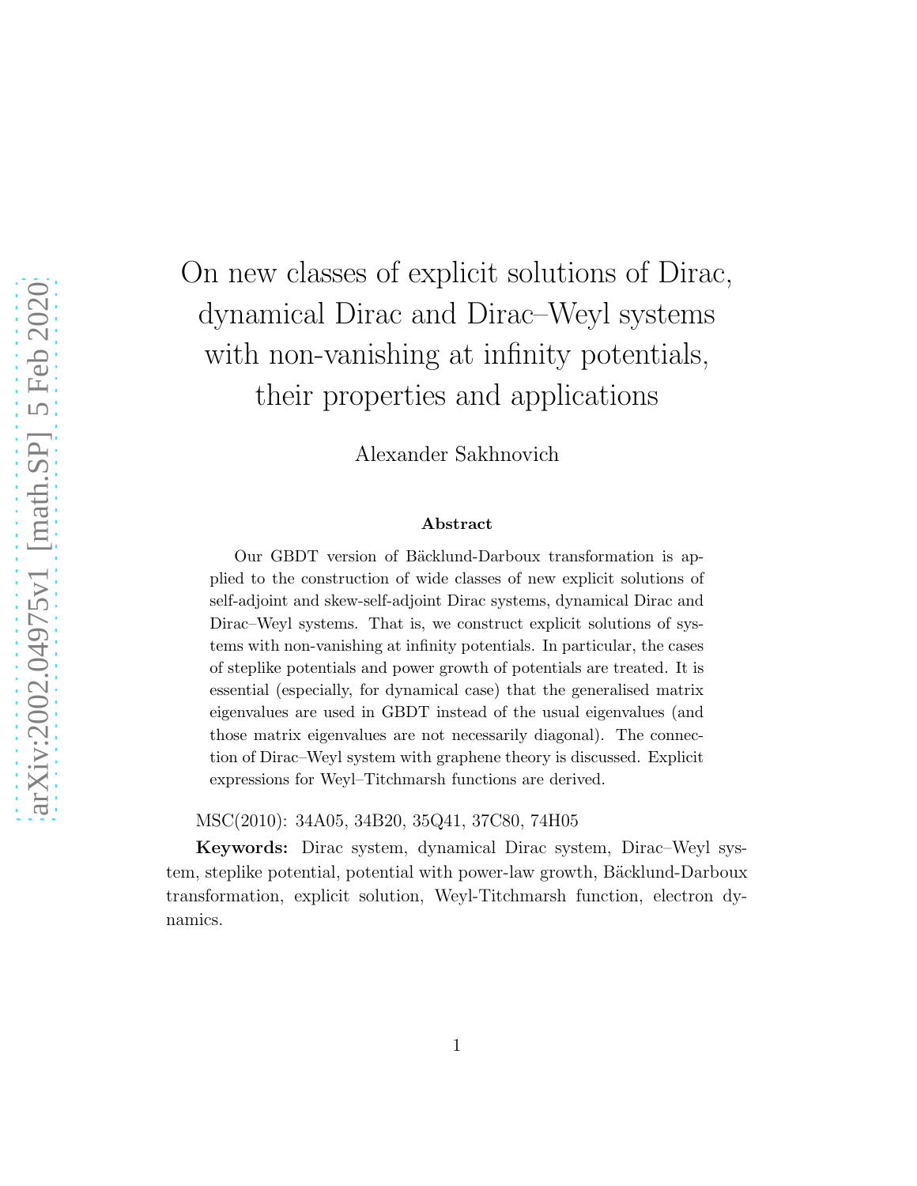# On new classes of explicit solutions of Dirac, dynamical Dirac and Dirac–Weyl systems with non-vanishing at infinity potentials, their properties and applications

Alexander Sakhnovich

### Abstract

Our GBDT version of Bäcklund-Darboux transformation is applied to the construction of wide classes of new explicit solutions of self-adjoint and skew-self-adjoint Dirac systems, dynamical Dirac and Dirac–Weyl systems. That is, we construct explicit solutions of systems with non-vanishing at infinity potentials. In particular, the cases of steplike potentials and power growth of potentials are treated. It is essential (especially, for dynamical case) that the generalised matrix eigenvalues are used in GBDT instead of the usual eigenvalues (and those matrix eigenvalues are not necessarily diagonal). The connection of Dirac–Weyl system with graphene theory is discussed. Explicit expressions for Weyl–Titchmarsh functions are derived.

MSC(2010): 34A05, 34B20, 35Q41, 37C80, 74H05

**Keywords:** Dirac system, dynamical Dirac system, Dirac–Weyl system, steplike potential, potential with power-law growth, Bäcklund-Darboux transformation, explicit solution, Weyl-Titchmarsh function, electron dynamics.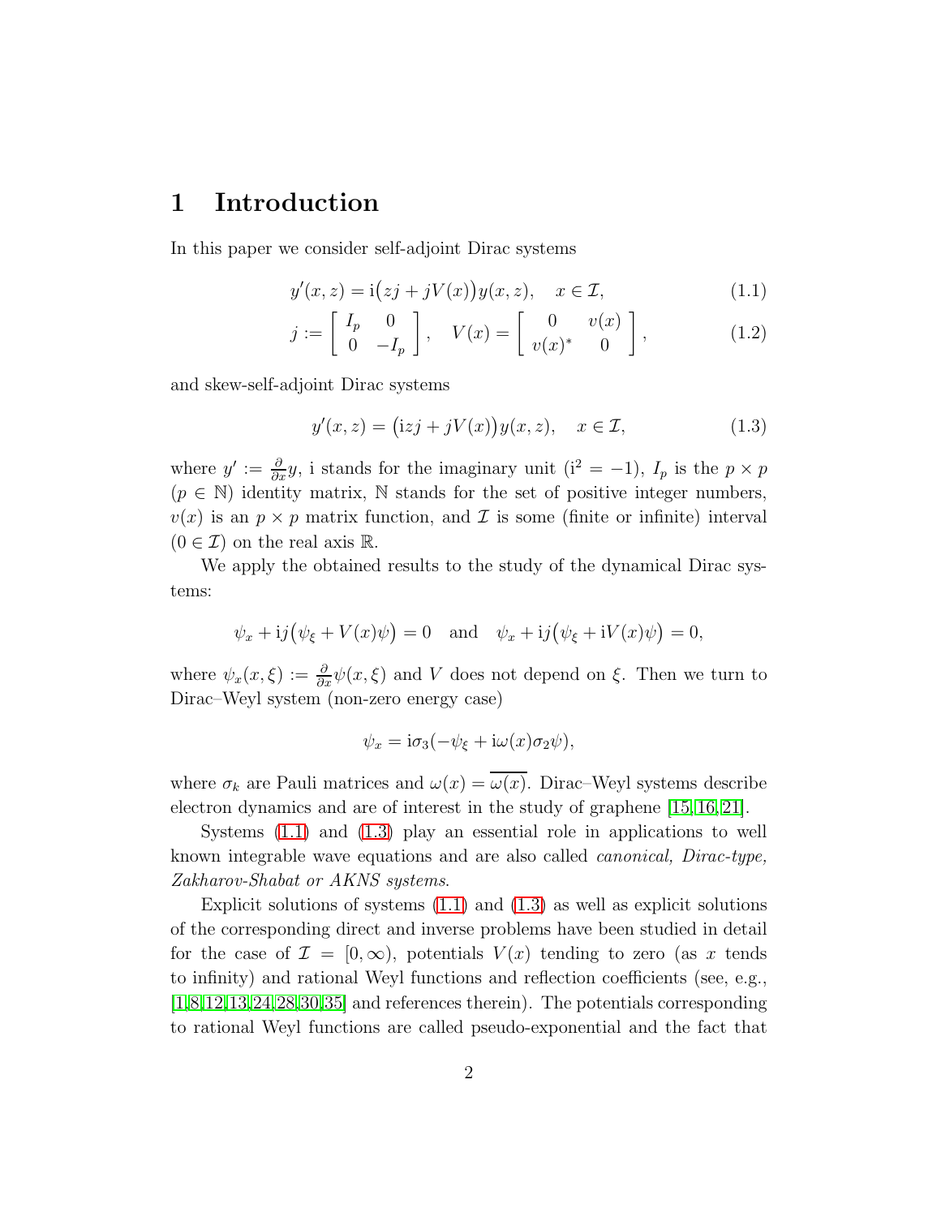# 1 Introduction

In this paper we consider self-adjoint Dirac systems

$$y'(x,z) = \mathrm{i}\big(zj + jV(x)\big)y(x,z), \quad x \in \mathcal{I}, \tag{1.1}$$

$$j := \begin{bmatrix} I_p & 0 \\ 0 & -I_p \end{bmatrix}, \quad V(x) = \begin{bmatrix} 0 & v(x) \\ v(x)^* & 0 \end{bmatrix}, \tag{1.2}$$

and skew-self-adjoint Dirac systems

$$y'(x,z) = \big(\mathrm{i}zj + jV(x)\big)y(x,z), \quad x \in \mathcal{I}, \tag{1.3}$$

where $y' := \frac{\partial}{\partial x}y$, i stands for the imaginary unit ($\mathrm{i}^2 = -1$), $I_p$ is the $p \times p$ ($p \in \mathbb{N}$) identity matrix, $\mathbb{N}$ stands for the set of positive integer numbers, $v(x)$ is an $p \times p$ matrix function, and $\mathcal{I}$ is some (finite or infinite) interval ($0 \in \mathcal{I}$) on the real axis $\mathbb{R}$.

We apply the obtained results to the study of the dynamical Dirac systems:

$$\psi_x + \mathrm{i}j\big(\psi_\xi + V(x)\psi\big) = 0 \quad \text{and} \quad \psi_x + \mathrm{i}j\big(\psi_\xi + \mathrm{i}V(x)\psi\big) = 0,$$

where $\psi_x(x,\xi) := \frac{\partial}{\partial x}\psi(x,\xi)$ and $V$ does not depend on $\xi$. Then we turn to Dirac–Weyl system (non-zero energy case)

$$\psi_x = \mathrm{i}\sigma_3(-\psi_\xi + \mathrm{i}\omega(x)\sigma_2\psi),$$

where $\sigma_k$ are Pauli matrices and $\omega(x) = \overline{\omega(x)}$. Dirac–Weyl systems describe electron dynamics and are of interest in the study of graphene [15,16,21].

Systems (1.1) and (1.3) play an essential role in applications to well known integrable wave equations and are also called *canonical, Dirac-type, Zakharov-Shabat or AKNS systems*.

Explicit solutions of systems (1.1) and (1.3) as well as explicit solutions of the corresponding direct and inverse problems have been studied in detail for the case of $\mathcal{I} = [0,\infty)$, potentials $V(x)$ tending to zero (as $x$ tends to infinity) and rational Weyl functions and reflection coefficients (see, e.g., [1,8,12,13,24,28,30,35] and references therein). The potentials corresponding to rational Weyl functions are called pseudo-exponential and the fact that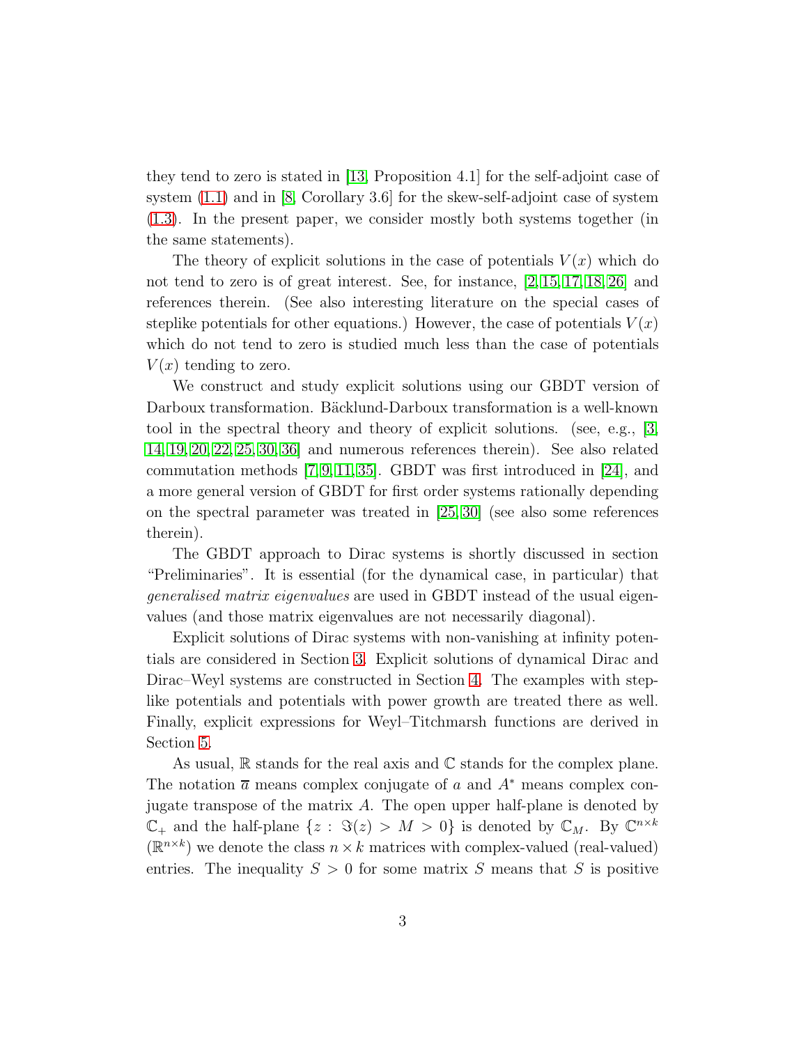they tend to zero is stated in [13, Proposition 4.1] for the self-adjoint case of system (1.1) and in [8, Corollary 3.6] for the skew-self-adjoint case of system (1.3). In the present paper, we consider mostly both systems together (in the same statements).

The theory of explicit solutions in the case of potentials $V(x)$ which do not tend to zero is of great interest. See, for instance, [2, 15, 17, 18, 26] and references therein. (See also interesting literature on the special cases of steplike potentials for other equations.) However, the case of potentials $V(x)$ which do not tend to zero is studied much less than the case of potentials $V(x)$ tending to zero.

We construct and study explicit solutions using our GBDT version of Darboux transformation. Bäcklund-Darboux transformation is a well-known tool in the spectral theory and theory of explicit solutions. (see, e.g., [3, 14, 19, 20, 22, 25, 30, 36] and numerous references therein). See also related commutation methods [7, 9, 11, 35]. GBDT was first introduced in [24], and a more general version of GBDT for first order systems rationally depending on the spectral parameter was treated in [25, 30] (see also some references therein).

The GBDT approach to Dirac systems is shortly discussed in section "Preliminaries". It is essential (for the dynamical case, in particular) that *generalised matrix eigenvalues* are used in GBDT instead of the usual eigenvalues (and those matrix eigenvalues are not necessarily diagonal).

Explicit solutions of Dirac systems with non-vanishing at infinity potentials are considered in Section 3. Explicit solutions of dynamical Dirac and Dirac–Weyl systems are constructed in Section 4. The examples with steplike potentials and potentials with power growth are treated there as well. Finally, explicit expressions for Weyl–Titchmarsh functions are derived in Section 5.

As usual, $\mathbb{R}$ stands for the real axis and $\mathbb{C}$ stands for the complex plane. The notation $\overline{a}$ means complex conjugate of $a$ and $A^*$ means complex conjugate transpose of the matrix $A$. The open upper half-plane is denoted by $\mathbb{C}_+$ and the half-plane $\{z : \Im(z) > M > 0\}$ is denoted by $\mathbb{C}_M$. By $\mathbb{C}^{n\times k}$ ($\mathbb{R}^{n\times k}$) we denote the class $n \times k$ matrices with complex-valued (real-valued) entries. The inequality $S > 0$ for some matrix $S$ means that $S$ is positive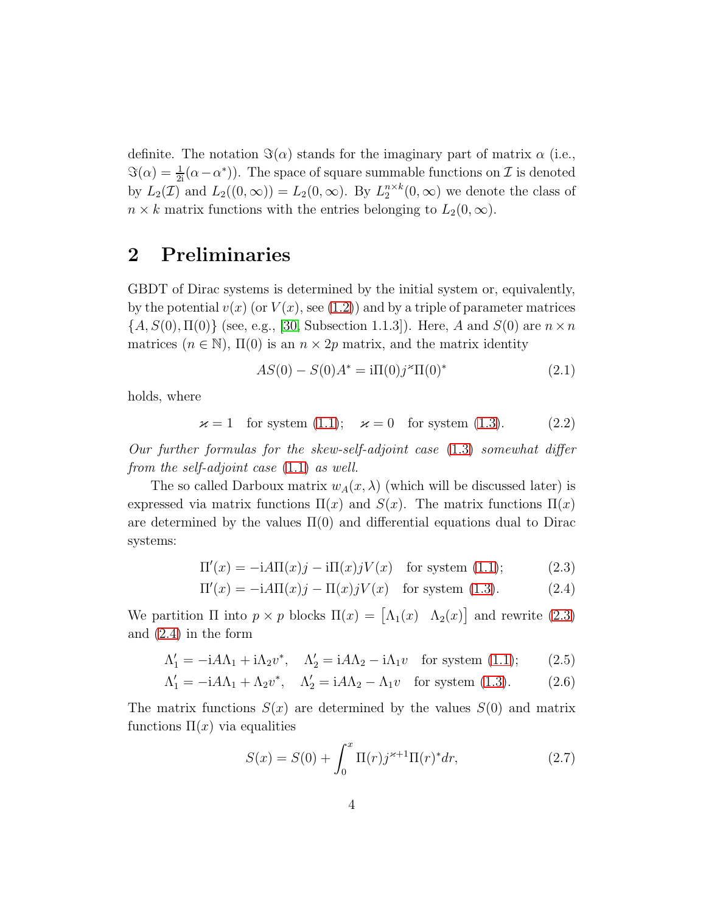definite. The notation $\Im(\alpha)$ stands for the imaginary part of matrix $\alpha$ (i.e., $\Im(\alpha) = \frac{1}{2\mathrm{i}}(\alpha - \alpha^*)$). The space of square summable functions on $\mathcal{I}$ is denoted by $L_2(\mathcal{I})$ and $L_2((0,\infty)) = L_2(0,\infty)$. By $L_2^{n\times k}(0,\infty)$ we denote the class of $n \times k$ matrix functions with the entries belonging to $L_2(0,\infty)$.

## 2 Preliminaries

GBDT of Dirac systems is determined by the initial system or, equivalently, by the potential $v(x)$ (or $V(x)$, see (1.2)) and by a triple of parameter matrices $\{A, S(0), \Pi(0)\}$ (see, e.g., [30, Subsection 1.1.3]). Here, $A$ and $S(0)$ are $n \times n$ matrices ($n \in \mathbb{N}$), $\Pi(0)$ is an $n \times 2p$ matrix, and the matrix identity

$$AS(0) - S(0)A^* = \mathrm{i}\Pi(0)j^{\varkappa}\Pi(0)^* \tag{2.1}$$

holds, where

$$\varkappa = 1 \quad \text{for system (1.1)}; \quad \varkappa = 0 \quad \text{for system (1.3)}. \tag{2.2}$$

*Our further formulas for the skew-self-adjoint case (1.3) somewhat differ from the self-adjoint case (1.1) as well.*

The so called Darboux matrix $w_A(x,\lambda)$ (which will be discussed later) is expressed via matrix functions $\Pi(x)$ and $S(x)$. The matrix functions $\Pi(x)$ are determined by the values $\Pi(0)$ and differential equations dual to Dirac systems:

$$\Pi'(x) = -\mathrm{i}A\Pi(x)j - \mathrm{i}\Pi(x)jV(x) \quad \text{for system (1.1)}; \tag{2.3}$$

$$\Pi'(x) = -\mathrm{i}A\Pi(x)j - \Pi(x)jV(x) \quad \text{for system (1.3)}. \tag{2.4}$$

We partition $\Pi$ into $p \times p$ blocks $\Pi(x) = \begin{bmatrix} \Lambda_1(x) & \Lambda_2(x) \end{bmatrix}$ and rewrite (2.3) and (2.4) in the form

$$\Lambda_1' = -\mathrm{i}A\Lambda_1 + \mathrm{i}\Lambda_2 v^*, \quad \Lambda_2' = \mathrm{i}A\Lambda_2 - \mathrm{i}\Lambda_1 v \quad \text{for system (1.1)}; \tag{2.5}$$

$$\Lambda_1' = -\mathrm{i}A\Lambda_1 + \Lambda_2 v^*, \quad \Lambda_2' = \mathrm{i}A\Lambda_2 - \Lambda_1 v \quad \text{for system (1.3)}. \tag{2.6}$$

The matrix functions $S(x)$ are determined by the values $S(0)$ and matrix functions $\Pi(x)$ via equalities

$$S(x) = S(0) + \int_0^x \Pi(r)j^{\varkappa+1}\Pi(r)^* dr, \tag{2.7}$$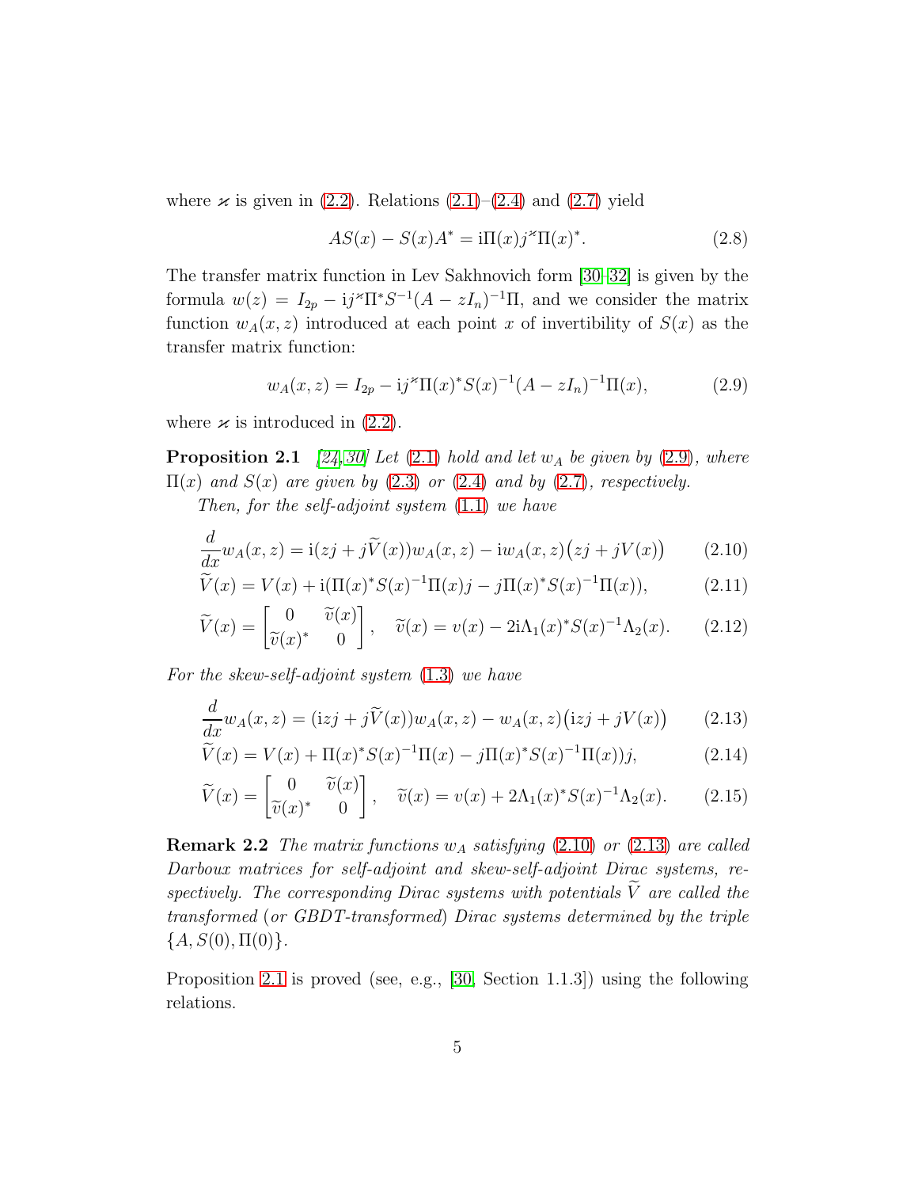where $\varkappa$ is given in (2.2). Relations (2.1)–(2.4) and (2.7) yield

$$AS(x) - S(x)A^* = \mathrm{i}\Pi(x)j^{\varkappa}\Pi(x)^*. \tag{2.8}$$

The transfer matrix function in Lev Sakhnovich form [30–32] is given by the formula $w(z) = I_{2p} - \mathrm{i}j^{\varkappa}\Pi^* S^{-1}(A - zI_n)^{-1}\Pi$, and we consider the matrix function $w_A(x,z)$ introduced at each point $x$ of invertibility of $S(x)$ as the transfer matrix function:

$$w_A(x,z) = I_{2p} - \mathrm{i}j^{\varkappa}\Pi(x)^* S(x)^{-1}(A - zI_n)^{-1}\Pi(x), \tag{2.9}$$

where $\varkappa$ is introduced in (2.2).

**Proposition 2.1** *[24, 30] Let (2.1) hold and let $w_A$ be given by (2.9), where $\Pi(x)$ and $S(x)$ are given by (2.3) or (2.4) and by (2.7), respectively.*

*Then, for the self-adjoint system (1.1) we have*

$$\frac{d}{dx}w_A(x,z) = \mathrm{i}(zj + j\widetilde{V}(x))w_A(x,z) - \mathrm{i}w_A(x,z)\big(zj + jV(x)\big) \tag{2.10}$$

$$\widetilde{V}(x) = V(x) + \mathrm{i}(\Pi(x)^* S(x)^{-1}\Pi(x)j - j\Pi(x)^* S(x)^{-1}\Pi(x)), \tag{2.11}$$

$$\widetilde{V}(x) = \begin{bmatrix} 0 & \widetilde{v}(x) \\ \widetilde{v}(x)^* & 0 \end{bmatrix}, \quad \widetilde{v}(x) = v(x) - 2\mathrm{i}\Lambda_1(x)^* S(x)^{-1}\Lambda_2(x). \tag{2.12}$$

*For the skew-self-adjoint system (1.3) we have*

$$\frac{d}{dx}w_A(x,z) = (\mathrm{i}zj + j\widetilde{V}(x))w_A(x,z) - w_A(x,z)\big(\mathrm{i}zj + jV(x)\big) \tag{2.13}$$

$$\widetilde{V}(x) = V(x) + \Pi(x)^* S(x)^{-1}\Pi(x) - j\Pi(x)^* S(x)^{-1}\Pi(x))j, \tag{2.14}$$

$$\widetilde{V}(x) = \begin{bmatrix} 0 & \widetilde{v}(x) \\ \widetilde{v}(x)^* & 0 \end{bmatrix}, \quad \widetilde{v}(x) = v(x) + 2\Lambda_1(x)^* S(x)^{-1}\Lambda_2(x). \tag{2.15}$$

**Remark 2.2** *The matrix functions $w_A$ satisfying (2.10) or (2.13) are called Darboux matrices for self-adjoint and skew-self-adjoint Dirac systems, respectively. The corresponding Dirac systems with potentials $\widetilde{V}$ are called the transformed (or GBDT-transformed) Dirac systems determined by the triple $\{A, S(0), \Pi(0)\}$.*

Proposition 2.1 is proved (see, e.g., [30, Section 1.1.3]) using the following relations.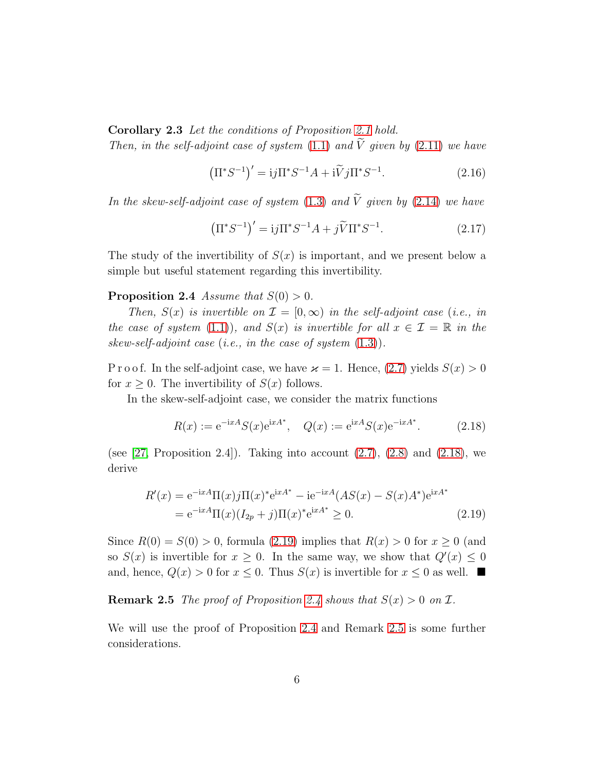**Corollary 2.3** *Let the conditions of Proposition 2.1 hold.*
*Then, in the self-adjoint case of system* (1.1) *and* $\widetilde{V}$ *given by* (2.11) *we have*

$$\left(\Pi^* S^{-1}\right)' = \mathrm{i}j\Pi^* S^{-1} A + \mathrm{i}\widetilde{V} j \Pi^* S^{-1}. \tag{2.16}$$

*In the skew-self-adjoint case of system* (1.3) *and* $\widetilde{V}$ *given by* (2.14) *we have*

$$\left(\Pi^* S^{-1}\right)' = \mathrm{i}j\Pi^* S^{-1} A + j\widetilde{V} \Pi^* S^{-1}. \tag{2.17}$$

The study of the invertibility of $S(x)$ is important, and we present below a simple but useful statement regarding this invertibility.

**Proposition 2.4** *Assume that* $S(0) > 0$.

*Then,* $S(x)$ *is invertible on* $\mathcal{I} = [0, \infty)$ *in the self-adjoint case* (*i.e., in the case of system* (1.1))*, and* $S(x)$ *is invertible for all* $x \in \mathcal{I} = \mathbb{R}$ *in the skew-self-adjoint case* (*i.e., in the case of system* (1.3)).

P r o o f. In the self-adjoint case, we have $\varkappa = 1$. Hence, (2.7) yields $S(x) > 0$ for $x \geq 0$. The invertibility of $S(x)$ follows.

In the skew-self-adjoint case, we consider the matrix functions

$$R(x) := \mathrm{e}^{-\mathrm{i}xA} S(x) \mathrm{e}^{\mathrm{i}xA^*}, \quad Q(x) := \mathrm{e}^{\mathrm{i}xA} S(x) \mathrm{e}^{-\mathrm{i}xA^*}. \tag{2.18}$$

(see [27, Proposition 2.4]). Taking into account (2.7), (2.8) and (2.18), we derive

$$\begin{aligned} R'(x) &= \mathrm{e}^{-\mathrm{i}xA} \Pi(x) j \Pi(x)^* \mathrm{e}^{\mathrm{i}xA^*} - \mathrm{i}\mathrm{e}^{-\mathrm{i}xA}(AS(x) - S(x)A^*)\mathrm{e}^{\mathrm{i}xA^*} \\ &= \mathrm{e}^{-\mathrm{i}xA} \Pi(x)(I_{2p} + j)\Pi(x)^* \mathrm{e}^{\mathrm{i}xA^*} \geq 0. \end{aligned} \tag{2.19}$$

Since $R(0) = S(0) > 0$, formula (2.19) implies that $R(x) > 0$ for $x \geq 0$ (and so $S(x)$ is invertible for $x \geq 0$. In the same way, we show that $Q'(x) \leq 0$ and, hence, $Q(x) > 0$ for $x \leq 0$. Thus $S(x)$ is invertible for $x \leq 0$ as well. ∎

**Remark 2.5** *The proof of Proposition 2.4 shows that* $S(x) > 0$ *on* $\mathcal{I}$.

We will use the proof of Proposition 2.4 and Remark 2.5 is some further considerations.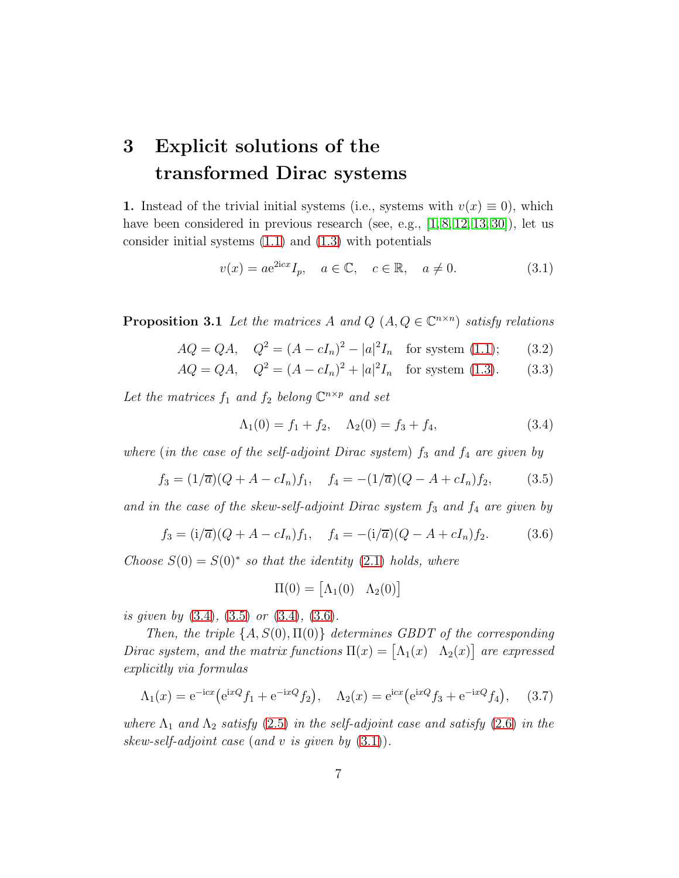# 3 Explicit solutions of the transformed Dirac systems

**1.** Instead of the trivial initial systems (i.e., systems with $v(x) \equiv 0$), which have been considered in previous research (see, e.g., [1,8,12,13,30]), let us consider initial systems (1.1) and (1.3) with potentials

$$v(x) = a\mathrm{e}^{2\mathrm{i}cx} I_p, \quad a \in \mathbb{C}, \quad c \in \mathbb{R}, \quad a \neq 0. \tag{3.1}$$

**Proposition 3.1** *Let the matrices $A$ and $Q$ ($A, Q \in \mathbb{C}^{n\times n}$) satisfy relations*

$$AQ = QA, \quad Q^2 = (A - cI_n)^2 - |a|^2 I_n \quad \text{for system (1.1)}; \tag{3.2}$$

$$AQ = QA, \quad Q^2 = (A - cI_n)^2 + |a|^2 I_n \quad \text{for system (1.3)}. \tag{3.3}$$

*Let the matrices $f_1$ and $f_2$ belong $\mathbb{C}^{n\times p}$ and set*

$$\Lambda_1(0) = f_1 + f_2, \quad \Lambda_2(0) = f_3 + f_4, \tag{3.4}$$

*where (in the case of the self-adjoint Dirac system) $f_3$ and $f_4$ are given by*

$$f_3 = (1/\overline{a})(Q + A - cI_n)f_1, \quad f_4 = -(1/\overline{a})(Q - A + cI_n)f_2, \tag{3.5}$$

*and in the case of the skew-self-adjoint Dirac system $f_3$ and $f_4$ are given by*

$$f_3 = (\mathrm{i}/\overline{a})(Q + A - cI_n)f_1, \quad f_4 = -(\mathrm{i}/\overline{a})(Q - A + cI_n)f_2. \tag{3.6}$$

*Choose $S(0) = S(0)^*$ so that the identity (2.1) holds, where*

$$\Pi(0) = \begin{bmatrix} \Lambda_1(0) & \Lambda_2(0) \end{bmatrix}$$

*is given by (3.4), (3.5) or (3.4), (3.6).*

*Then, the triple $\{A, S(0), \Pi(0)\}$ determines GBDT of the corresponding Dirac system, and the matrix functions $\Pi(x) = \begin{bmatrix} \Lambda_1(x) & \Lambda_2(x) \end{bmatrix}$ are expressed explicitly via formulas*

$$\Lambda_1(x) = \mathrm{e}^{-\mathrm{i}cx}\big(\mathrm{e}^{\mathrm{i}xQ} f_1 + \mathrm{e}^{-\mathrm{i}xQ} f_2\big), \quad \Lambda_2(x) = \mathrm{e}^{\mathrm{i}cx}\big(\mathrm{e}^{\mathrm{i}xQ} f_3 + \mathrm{e}^{-\mathrm{i}xQ} f_4\big), \tag{3.7}$$

*where $\Lambda_1$ and $\Lambda_2$ satisfy (2.5) in the self-adjoint case and satisfy (2.6) in the skew-self-adjoint case (and $v$ is given by (3.1)).*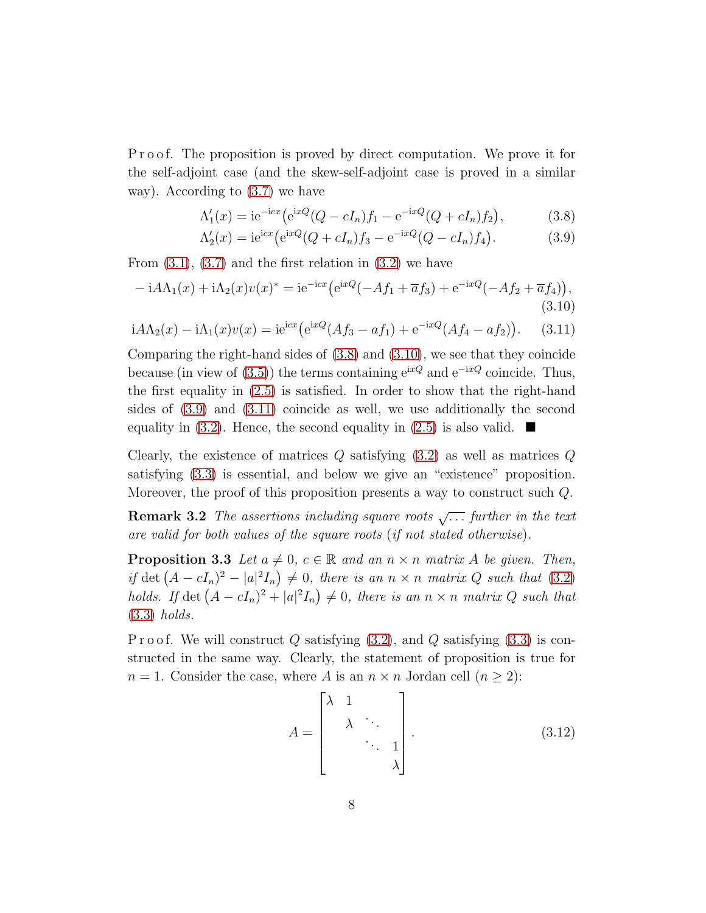P r o o f. The proposition is proved by direct computation. We prove it for the self-adjoint case (and the skew-self-adjoint case is proved in a similar way). According to (3.7) we have

$$\Lambda_1'(x) = \mathrm{i}e^{-\mathrm{i}cx}\big(e^{\mathrm{i}xQ}(Q - cI_n)f_1 - e^{-\mathrm{i}xQ}(Q + cI_n)f_2\big), \tag{3.8}$$

$$\Lambda_2'(x) = \mathrm{i}e^{\mathrm{i}cx}\big(e^{\mathrm{i}xQ}(Q + cI_n)f_3 - e^{-\mathrm{i}xQ}(Q - cI_n)f_4\big). \tag{3.9}$$

From (3.1), (3.7) and the first relation in (3.2) we have

$$-\mathrm{i}A\Lambda_1(x) + \mathrm{i}\Lambda_2(x)v(x)^* = \mathrm{i}e^{-\mathrm{i}cx}\big(e^{\mathrm{i}xQ}(-Af_1 + \overline{a}f_3) + e^{-\mathrm{i}xQ}(-Af_2 + \overline{a}f_4)\big), \tag{3.10}$$

$$\mathrm{i}A\Lambda_2(x) - \mathrm{i}\Lambda_1(x)v(x) = \mathrm{i}e^{\mathrm{i}cx}\big(e^{\mathrm{i}xQ}(Af_3 - af_1) + e^{-\mathrm{i}xQ}(Af_4 - af_2)\big). \tag{3.11}$$

Comparing the right-hand sides of (3.8) and (3.10), we see that they coincide because (in view of (3.5)) the terms containing $e^{\mathrm{i}xQ}$ and $e^{-\mathrm{i}xQ}$ coincide. Thus, the first equality in (2.5) is satisfied. In order to show that the right-hand sides of (3.9) and (3.11) coincide as well, we use additionally the second equality in (3.2). Hence, the second equality in (2.5) is also valid. ∎

Clearly, the existence of matrices $Q$ satisfying (3.2) as well as matrices $Q$ satisfying (3.3) is essential, and below we give an "existence" proposition. Moreover, the proof of this proposition presents a way to construct such $Q$.

**Remark 3.2** *The assertions including square roots $\sqrt{\ldots}$ further in the text are valid for both values of the square roots (if not stated otherwise).*

**Proposition 3.3** *Let $a \neq 0$, $c \in \mathbb{R}$ and an $n \times n$ matrix $A$ be given. Then, if $\det\big((A - cI_n)^2 - |a|^2 I_n\big) \neq 0$, there is an $n \times n$ matrix $Q$ such that (3.2) holds. If $\det\big((A - cI_n)^2 + |a|^2 I_n\big) \neq 0$, there is an $n \times n$ matrix $Q$ such that (3.3) holds.*

P r o o f. We will construct $Q$ satisfying (3.2), and $Q$ satisfying (3.3) is constructed in the same way. Clearly, the statement of proposition is true for $n = 1$. Consider the case, where $A$ is an $n \times n$ Jordan cell ($n \geq 2$):

$$A = \begin{bmatrix} \lambda & 1 & & \\ & \lambda & \ddots & \\ & & \ddots & 1 \\ & & & \lambda \end{bmatrix}. \tag{3.12}$$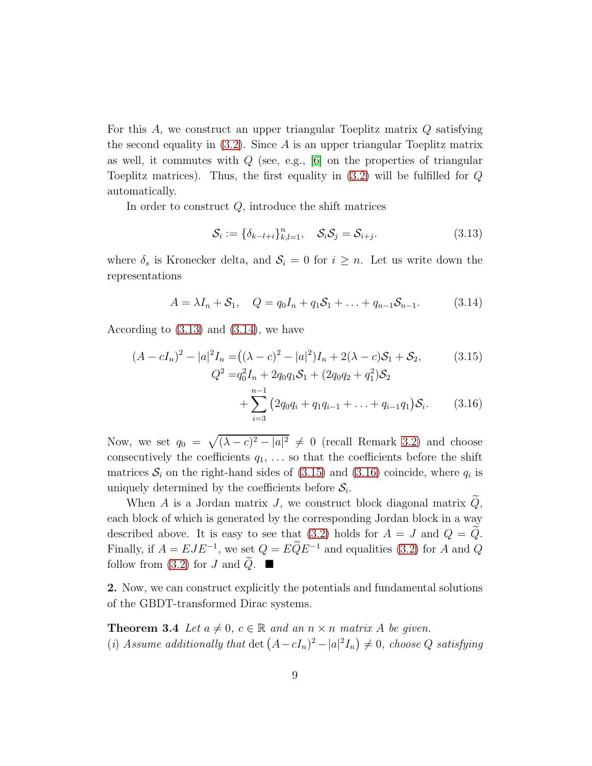For this $A$, we construct an upper triangular Toeplitz matrix $Q$ satisfying the second equality in (3.2). Since $A$ is an upper triangular Toeplitz matrix as well, it commutes with $Q$ (see, e.g., [6] on the properties of triangular Toeplitz matrices). Thus, the first equality in (3.2) will be fulfilled for $Q$ automatically.

In order to construct $Q$, introduce the shift matrices

$$
\mathcal{S}_i := \{\delta_{k-l+i}\}_{k,l=1}^n, \quad \mathcal{S}_i\mathcal{S}_j = \mathcal{S}_{i+j}. \tag{3.13}
$$

where $\delta_s$ is Kronecker delta, and $\mathcal{S}_i = 0$ for $i \geq n$. Let us write down the representations

$$
A = \lambda I_n + \mathcal{S}_1, \quad Q = q_0 I_n + q_1\mathcal{S}_1 + \ldots + q_{n-1}\mathcal{S}_{n-1}. \tag{3.14}
$$

According to (3.13) and (3.14), we have

$$
(A - cI_n)^2 - |a|^2 I_n = \big((\lambda - c)^2 - |a|^2\big)I_n + 2(\lambda - c)\mathcal{S}_1 + \mathcal{S}_2, \tag{3.15}
$$

$$
\begin{aligned}
Q^2 =& q_0^2 I_n + 2q_0q_1\mathcal{S}_1 + (2q_0q_2 + q_1^2)\mathcal{S}_2 \\
&+ \sum_{i=3}^{n-1}\big(2q_0q_i + q_1q_{i-1} + \ldots + q_{i-1}q_1\big)\mathcal{S}_i.
\end{aligned} \tag{3.16}
$$

Now, we set $q_0 = \sqrt{(\lambda - c)^2 - |a|^2} \neq 0$ (recall Remark 3.2) and choose consecutively the coefficients $q_1, \ldots$ so that the coefficients before the shift matrices $\mathcal{S}_i$ on the right-hand sides of (3.15) and (3.16) coincide, where $q_i$ is uniquely determined by the coefficients before $\mathcal{S}_i$.

When $A$ is a Jordan matrix $J$, we construct block diagonal matrix $\widetilde{Q}$, each block of which is generated by the corresponding Jordan block in a way described above. It is easy to see that (3.2) holds for $A = J$ and $Q = \widetilde{Q}$. Finally, if $A = EJE^{-1}$, we set $Q = E\widetilde{Q}E^{-1}$ and equalities (3.2) for $A$ and $Q$ follow from (3.2) for $J$ and $\widetilde{Q}$. $\blacksquare$

**2.** Now, we can construct explicitly the potentials and fundamental solutions of the GBDT-transformed Dirac systems.

**Theorem 3.4** *Let $a \neq 0$, $c \in \mathbb{R}$ and an $n \times n$ matrix $A$ be given.*
*(i) Assume additionally that* $\det\big((A - cI_n)^2 - |a|^2 I_n\big) \neq 0$, *choose $Q$ satisfying*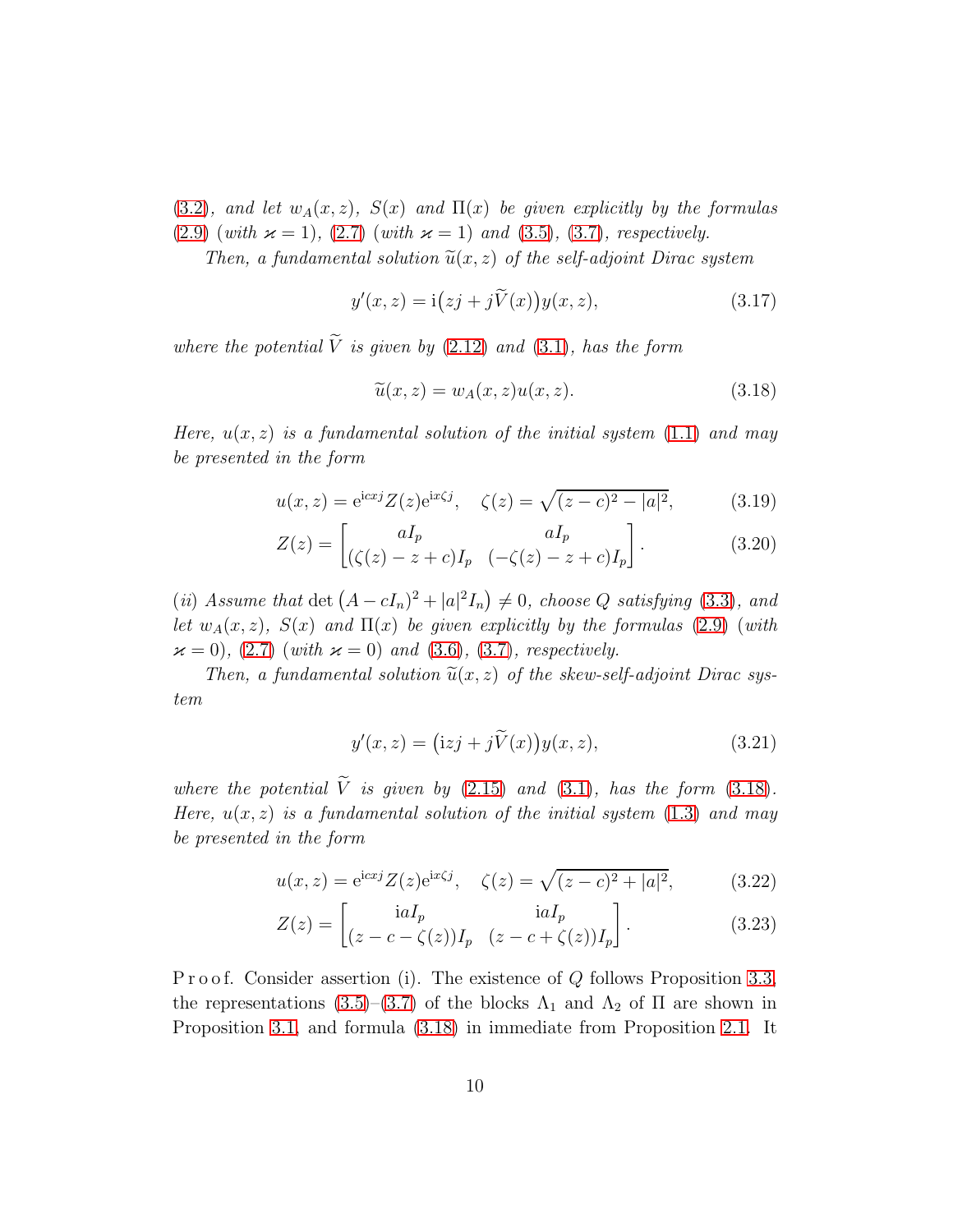(3.2), *and let* $w_A(x,z)$, $S(x)$ *and* $\Pi(x)$ *be given explicitly by the formulas* (2.9) *(with* $\varkappa = 1$*)*, (2.7) *(with* $\varkappa = 1$*) and* (3.5), (3.7)*, respectively.*

*Then, a fundamental solution* $\widetilde{u}(x,z)$ *of the self-adjoint Dirac system*

$$y'(x,z) = \mathrm{i}\big(zj + j\widetilde{V}(x)\big)y(x,z), \tag{3.17}$$

*where the potential* $\widetilde{V}$ *is given by* (2.12) *and* (3.1)*, has the form*

$$\widetilde{u}(x,z) = w_A(x,z)u(x,z). \tag{3.18}$$

*Here,* $u(x,z)$ *is a fundamental solution of the initial system* (1.1) *and may be presented in the form*

$$u(x,z) = \mathrm{e}^{\mathrm{i}cxj}Z(z)\mathrm{e}^{\mathrm{i}x\zeta j}, \quad \zeta(z) = \sqrt{(z-c)^2 - |a|^2}, \tag{3.19}$$

$$Z(z) = \begin{bmatrix} aI_p & aI_p \\ (\zeta(z) - z + c)I_p & (-\zeta(z) - z + c)I_p \end{bmatrix}. \tag{3.20}$$

*(ii) Assume that* $\det\big((A - cI_n)^2 + |a|^2 I_n\big) \neq 0$*, choose* $Q$ *satisfying* (3.3)*, and let* $w_A(x,z)$, $S(x)$ *and* $\Pi(x)$ *be given explicitly by the formulas* (2.9) *(with* $\varkappa = 0$*)*, (2.7) *(with* $\varkappa = 0$*) and* (3.6), (3.7)*, respectively.*

*Then, a fundamental solution* $\widetilde{u}(x,z)$ *of the skew-self-adjoint Dirac system*

$$y'(x,z) = \big(\mathrm{i}zj + j\widetilde{V}(x)\big)y(x,z), \tag{3.21}$$

*where the potential* $\widetilde{V}$ *is given by* (2.15) *and* (3.1)*, has the form* (3.18)*. Here,* $u(x,z)$ *is a fundamental solution of the initial system* (1.3) *and may be presented in the form*

$$u(x,z) = \mathrm{e}^{\mathrm{i}cxj}Z(z)\mathrm{e}^{\mathrm{i}x\zeta j}, \quad \zeta(z) = \sqrt{(z-c)^2 + |a|^2}, \tag{3.22}$$

$$Z(z) = \begin{bmatrix} \mathrm{i}aI_p & \mathrm{i}aI_p \\ (z - c - \zeta(z))I_p & (z - c + \zeta(z))I_p \end{bmatrix}. \tag{3.23}$$

P r o o f. Consider assertion (i). The existence of $Q$ follows Proposition 3.3, the representations (3.5)–(3.7) of the blocks $\Lambda_1$ and $\Lambda_2$ of $\Pi$ are shown in Proposition 3.1, and formula (3.18) in immediate from Proposition 2.1. It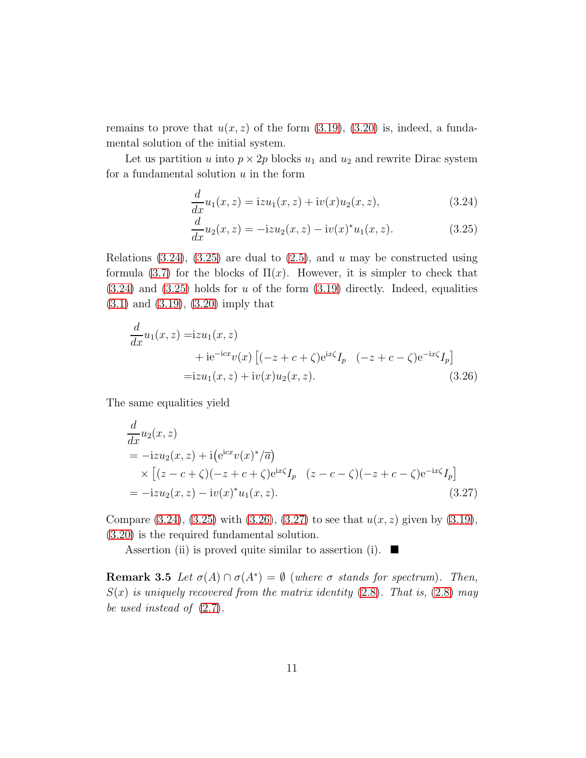remains to prove that $u(x,z)$ of the form (3.19), (3.20) is, indeed, a fundamental solution of the initial system.

Let us partition $u$ into $p \times 2p$ blocks $u_1$ and $u_2$ and rewrite Dirac system for a fundamental solution $u$ in the form

$$\frac{d}{dx}u_1(x,z) = \mathrm{i}zu_1(x,z) + \mathrm{i}v(x)u_2(x,z), \tag{3.24}$$

$$\frac{d}{dx}u_2(x,z) = -\mathrm{i}zu_2(x,z) - \mathrm{i}v(x)^*u_1(x,z). \tag{3.25}$$

Relations (3.24), (3.25) are dual to (2.5), and $u$ may be constructed using formula (3.7) for the blocks of $\Pi(x)$. However, it is simpler to check that (3.24) and (3.25) holds for $u$ of the form (3.19) directly. Indeed, equalities (3.1) and (3.19), (3.20) imply that

$$\begin{aligned}
\frac{d}{dx}u_1(x,z) =& \mathrm{i}zu_1(x,z) \\
&+ \mathrm{i}\mathrm{e}^{-\mathrm{i}cx}v(x)\begin{bmatrix}(-z+c+\zeta)\mathrm{e}^{\mathrm{i}x\zeta}I_p & (-z+c-\zeta)\mathrm{e}^{-\mathrm{i}x\zeta}I_p\end{bmatrix} \\
=& \mathrm{i}zu_1(x,z) + \mathrm{i}v(x)u_2(x,z).
\end{aligned} \tag{3.26}$$

The same equalities yield

$$\begin{aligned}
&\frac{d}{dx}u_2(x,z) \\
&= -\mathrm{i}zu_2(x,z) + \mathrm{i}\big(\mathrm{e}^{\mathrm{i}cx}v(x)^*/\overline{a}\big) \\
&\quad \times \begin{bmatrix}(z-c+\zeta)(-z+c+\zeta)\mathrm{e}^{\mathrm{i}x\zeta}I_p & (z-c-\zeta)(-z+c-\zeta)\mathrm{e}^{-\mathrm{i}x\zeta}I_p\end{bmatrix} \\
&= -\mathrm{i}zu_2(x,z) - \mathrm{i}v(x)^*u_1(x,z).
\end{aligned} \tag{3.27}$$

Compare (3.24), (3.25) with (3.26), (3.27) to see that $u(x,z)$ given by (3.19), (3.20) is the required fundamental solution.

Assertion (ii) is proved quite similar to assertion (i). ■

**Remark 3.5** *Let $\sigma(A) \cap \sigma(A^*) = \emptyset$ (where $\sigma$ stands for spectrum). Then, $S(x)$ is uniquely recovered from the matrix identity (2.8). That is, (2.8) may be used instead of (2.7).*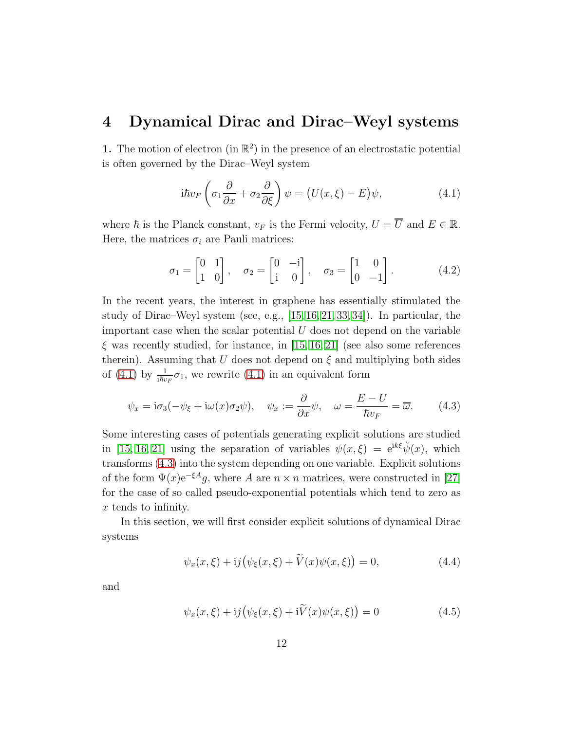# 4 Dynamical Dirac and Dirac–Weyl systems

**1.** The motion of electron (in $\mathbb{R}^2$) in the presence of an electrostatic potential is often governed by the Dirac–Weyl system

$$\mathrm{i}\hbar v_F \left(\sigma_1 \frac{\partial}{\partial x} + \sigma_2 \frac{\partial}{\partial \xi}\right)\psi = \big(U(x,\xi) - E\big)\psi, \tag{4.1}$$

where $\hbar$ is the Planck constant, $v_F$ is the Fermi velocity, $U = \overline{U}$ and $E \in \mathbb{R}$. Here, the matrices $\sigma_i$ are Pauli matrices:

$$\sigma_1 = \begin{bmatrix} 0 & 1 \\ 1 & 0 \end{bmatrix}, \quad \sigma_2 = \begin{bmatrix} 0 & -\mathrm{i} \\ \mathrm{i} & 0 \end{bmatrix}, \quad \sigma_3 = \begin{bmatrix} 1 & 0 \\ 0 & -1 \end{bmatrix}. \tag{4.2}$$

In the recent years, the interest in graphene has essentially stimulated the study of Dirac–Weyl system (see, e.g., [15, 16, 21, 33, 34]). In particular, the important case when the scalar potential $U$ does not depend on the variable $\xi$ was recently studied, for instance, in [15, 16, 21] (see also some references therein). Assuming that $U$ does not depend on $\xi$ and multiplying both sides of (4.1) by $\frac{1}{\mathrm{i}\hbar v_F}\sigma_1$, we rewrite (4.1) in an equivalent form

$$\psi_x = \mathrm{i}\sigma_3(-\psi_\xi + \mathrm{i}\omega(x)\sigma_2\psi), \quad \psi_x := \frac{\partial}{\partial x}\psi, \quad \omega = \frac{E-U}{\hbar v_F} = \overline{\omega}. \tag{4.3}$$

Some interesting cases of potentials generating explicit solutions are studied in [15, 16, 21] using the separation of variables $\psi(x,\xi) = \mathrm{e}^{\mathrm{i}k\xi}\breve{\psi}(x)$, which transforms (4.3) into the system depending on one variable. Explicit solutions of the form $\Psi(x)\mathrm{e}^{-\xi A}g$, where $A$ are $n \times n$ matrices, were constructed in [27] for the case of so called pseudo-exponential potentials which tend to zero as $x$ tends to infinity.

In this section, we will first consider explicit solutions of dynamical Dirac systems

$$\psi_x(x,\xi) + \mathrm{i}j\big(\psi_\xi(x,\xi) + \widetilde{V}(x)\psi(x,\xi)\big) = 0, \tag{4.4}$$

and

$$\psi_x(x,\xi) + \mathrm{i}j\big(\psi_\xi(x,\xi) + \mathrm{i}\widetilde{V}(x)\psi(x,\xi)\big) = 0 \tag{4.5}$$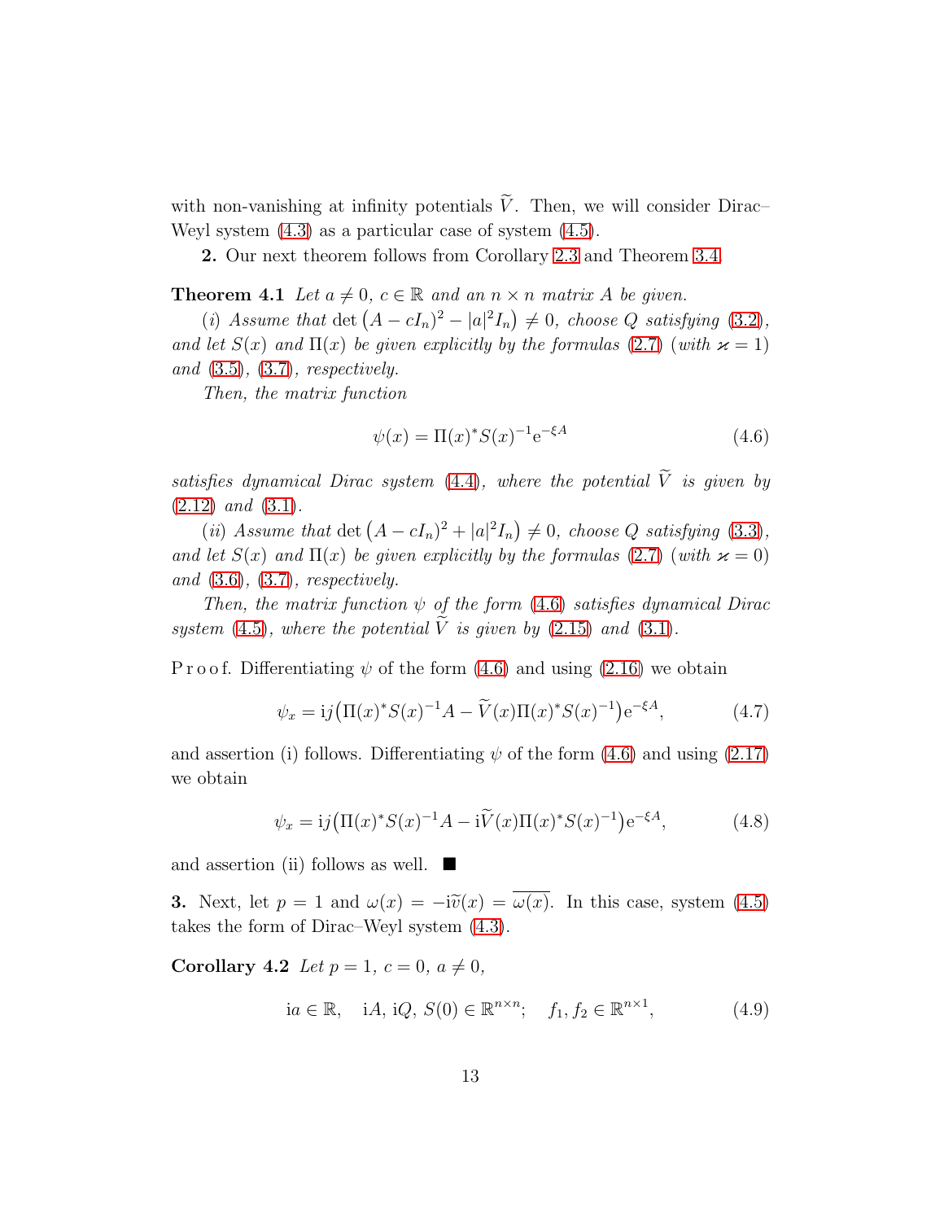with non-vanishing at infinity potentials $\widetilde{V}$. Then, we will consider Dirac–Weyl system (4.3) as a particular case of system (4.5).

**2.** Our next theorem follows from Corollary 2.3 and Theorem 3.4.

**Theorem 4.1** *Let $a \neq 0$, $c \in \mathbb{R}$ and an $n \times n$ matrix $A$ be given.*

*(i) Assume that* $\det\big((A - cI_n)^2 - |a|^2 I_n\big) \neq 0$, *choose $Q$ satisfying (3.2), and let $S(x)$ and $\Pi(x)$ be given explicitly by the formulas (2.7) (with $\varkappa = 1$) and (3.5), (3.7), respectively.*

*Then, the matrix function*

$$\psi(x) = \Pi(x)^* S(x)^{-1} \mathrm{e}^{-\xi A} \tag{4.6}$$

*satisfies dynamical Dirac system (4.4), where the potential $\widetilde{V}$ is given by (2.12) and (3.1).*

*(ii) Assume that* $\det\big((A - cI_n)^2 + |a|^2 I_n\big) \neq 0$, *choose $Q$ satisfying (3.3), and let $S(x)$ and $\Pi(x)$ be given explicitly by the formulas (2.7) (with $\varkappa = 0$) and (3.6), (3.7), respectively.*

*Then, the matrix function $\psi$ of the form (4.6) satisfies dynamical Dirac system (4.5), where the potential $\widetilde{V}$ is given by (2.15) and (3.1).*

P r o o f. Differentiating $\psi$ of the form (4.6) and using (2.16) we obtain

$$\psi_x = \mathrm{i}j\big(\Pi(x)^* S(x)^{-1} A - \widetilde{V}(x)\Pi(x)^* S(x)^{-1}\big)\mathrm{e}^{-\xi A}, \tag{4.7}$$

and assertion (i) follows. Differentiating $\psi$ of the form (4.6) and using (2.17) we obtain

$$\psi_x = \mathrm{i}j\big(\Pi(x)^* S(x)^{-1} A - \mathrm{i}\widetilde{V}(x)\Pi(x)^* S(x)^{-1}\big)\mathrm{e}^{-\xi A}, \tag{4.8}$$

and assertion (ii) follows as well. ■

**3.** Next, let $p = 1$ and $\omega(x) = -\mathrm{i}\widetilde{v}(x) = \overline{\omega(x)}$. In this case, system (4.5) takes the form of Dirac–Weyl system (4.3).

**Corollary 4.2** *Let $p = 1$, $c = 0$, $a \neq 0$,*

$$\mathrm{i}a \in \mathbb{R}, \quad \mathrm{i}A,\, \mathrm{i}Q,\, S(0) \in \mathbb{R}^{n \times n}; \quad f_1, f_2 \in \mathbb{R}^{n \times 1}, \tag{4.9}$$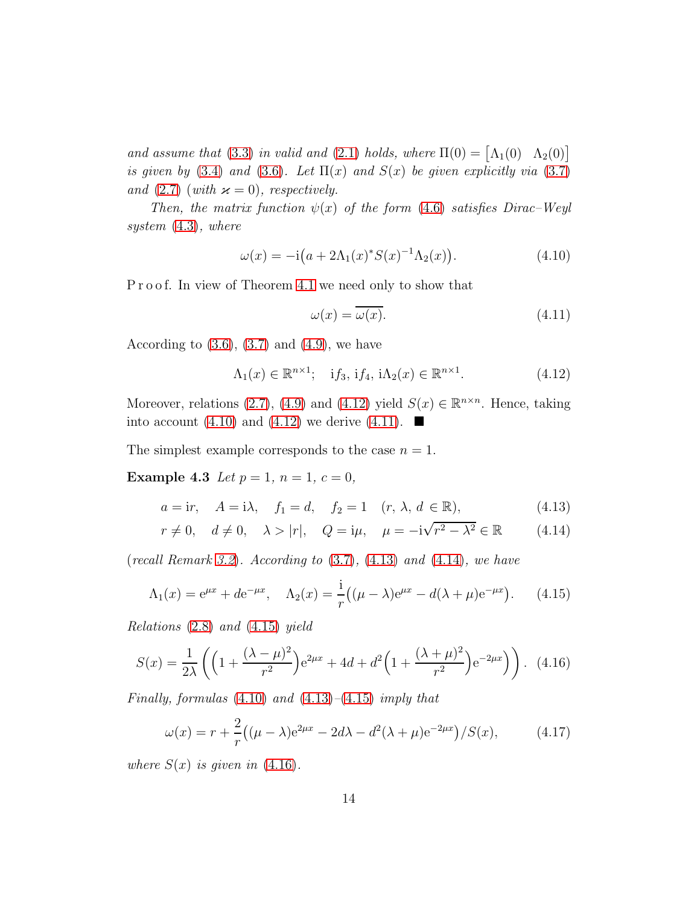*and assume that* (3.3) *in valid and* (2.1) *holds, where* $\Pi(0) = \begin{bmatrix} \Lambda_1(0) & \Lambda_2(0) \end{bmatrix}$ *is given by* (3.4) *and* (3.6). *Let* $\Pi(x)$ *and* $S(x)$ *be given explicitly via* (3.7) *and* (2.7) *(with* $\varkappa = 0$*), respectively.*

*Then, the matrix function* $\psi(x)$ *of the form* (4.6) *satisfies Dirac–Weyl system* (4.3)*, where*

$$\omega(x) = -\mathrm{i}\big(a + 2\Lambda_1(x)^* S(x)^{-1}\Lambda_2(x)\big). \tag{4.10}$$

P r o o f. In view of Theorem 4.1 we need only to show that

$$\omega(x) = \overline{\omega(x)}. \tag{4.11}$$

According to (3.6), (3.7) and (4.9), we have

$$\Lambda_1(x) \in \mathbb{R}^{n\times 1}; \quad \mathrm{i}f_3,\, \mathrm{i}f_4,\, \mathrm{i}\Lambda_2(x) \in \mathbb{R}^{n\times 1}. \tag{4.12}$$

Moreover, relations (2.7), (4.9) and (4.12) yield $S(x) \in \mathbb{R}^{n\times n}$. Hence, taking into account (4.10) and (4.12) we derive (4.11). ■

The simplest example corresponds to the case $n = 1$.

**Example 4.3** *Let* $p = 1$, $n = 1$, $c = 0$,

$$a = \mathrm{i}r, \quad A = \mathrm{i}\lambda, \quad f_1 = d, \quad f_2 = 1 \quad (r,\, \lambda,\, d \in \mathbb{R}), \tag{4.13}$$

$$r \neq 0, \quad d \neq 0, \quad \lambda > |r|, \quad Q = \mathrm{i}\mu, \quad \mu = -\mathrm{i}\sqrt{r^2 - \lambda^2} \in \mathbb{R} \tag{4.14}$$

*(recall Remark 3.2). According to* (3.7)*,* (4.13) *and* (4.14)*, we have*

$$\Lambda_1(x) = \mathrm{e}^{\mu x} + d\mathrm{e}^{-\mu x}, \quad \Lambda_2(x) = \frac{\mathrm{i}}{r}\big((\mu - \lambda)\mathrm{e}^{\mu x} - d(\lambda + \mu)\mathrm{e}^{-\mu x}\big). \tag{4.15}$$

*Relations* (2.8) *and* (4.15) *yield*

$$S(x) = \frac{1}{2\lambda}\left(\Big(1 + \frac{(\lambda - \mu)^2}{r^2}\Big)\mathrm{e}^{2\mu x} + 4d + d^2\Big(1 + \frac{(\lambda + \mu)^2}{r^2}\Big)\mathrm{e}^{-2\mu x}\right). \tag{4.16}$$

*Finally, formulas* (4.10) *and* (4.13)*–*(4.15) *imply that*

$$\omega(x) = r + \frac{2}{r}\big((\mu - \lambda)\mathrm{e}^{2\mu x} - 2d\lambda - d^2(\lambda + \mu)\mathrm{e}^{-2\mu x}\big)/S(x), \tag{4.17}$$

*where* $S(x)$ *is given in* (4.16).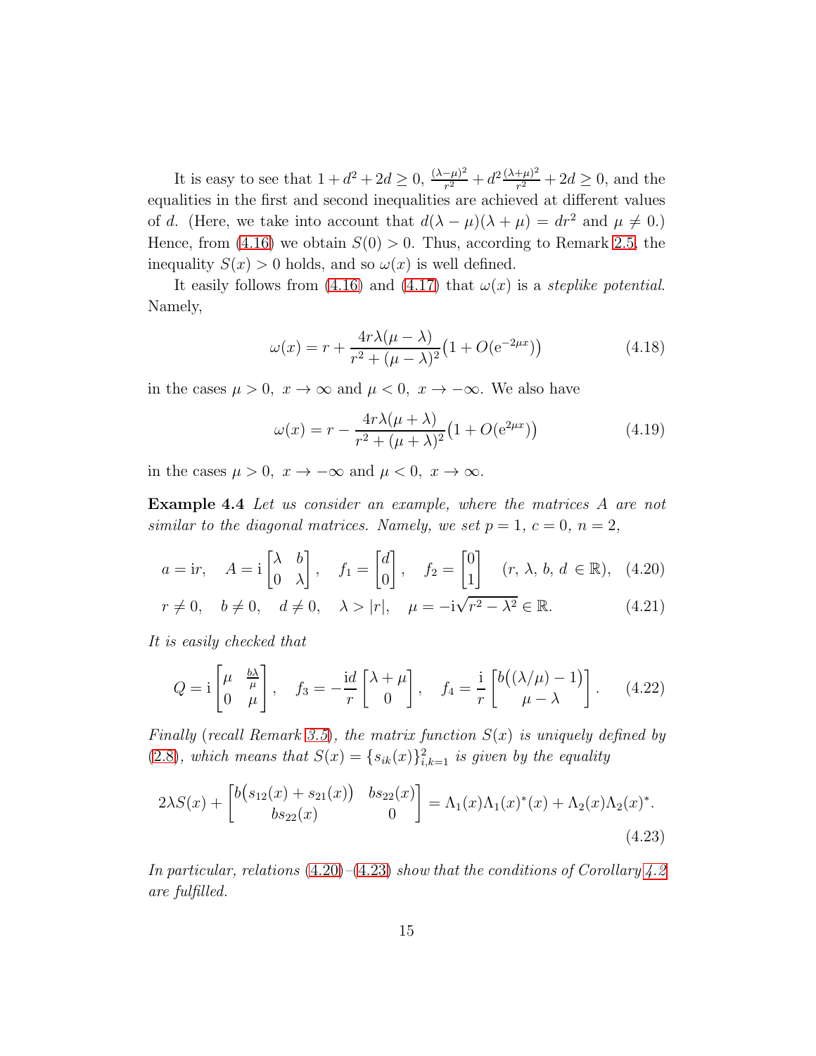It is easy to see that $1+d^2+2d \geq 0$, $\frac{(\lambda-\mu)^2}{r^2}+d^2\frac{(\lambda+\mu)^2}{r^2}+2d \geq 0$, and the equalities in the first and second inequalities are achieved at different values of $d$. (Here, we take into account that $d(\lambda-\mu)(\lambda+\mu)=dr^2$ and $\mu \neq 0$.) Hence, from (4.16) we obtain $S(0)>0$. Thus, according to Remark 2.5, the inequality $S(x)>0$ holds, and so $\omega(x)$ is well defined.

It easily follows from (4.16) and (4.17) that $\omega(x)$ is a *steplike potential*. Namely,

$$\omega(x) = r + \frac{4r\lambda(\mu-\lambda)}{r^2+(\mu-\lambda)^2}\big(1+O(\mathrm{e}^{-2\mu x})\big) \tag{4.18}$$

in the cases $\mu>0,\ x\to\infty$ and $\mu<0,\ x\to-\infty$. We also have

$$\omega(x) = r - \frac{4r\lambda(\mu+\lambda)}{r^2+(\mu+\lambda)^2}\big(1+O(\mathrm{e}^{2\mu x})\big) \tag{4.19}$$

in the cases $\mu>0,\ x\to-\infty$ and $\mu<0,\ x\to\infty$.

**Example 4.4** *Let us consider an example, where the matrices $A$ are not similar to the diagonal matrices. Namely, we set $p=1$, $c=0$, $n=2$,*

$$a=\mathrm{i}r, \quad A=\mathrm{i}\begin{bmatrix}\lambda & b\\ 0 & \lambda\end{bmatrix}, \quad f_1=\begin{bmatrix}d\\ 0\end{bmatrix}, \quad f_2=\begin{bmatrix}0\\ 1\end{bmatrix} \quad (r,\ \lambda,\ b,\ d\ \in \mathbb{R}), \tag{4.20}$$

$$r\neq 0, \quad b\neq 0, \quad d\neq 0, \quad \lambda>|r|, \quad \mu=-\mathrm{i}\sqrt{r^2-\lambda^2}\in\mathbb{R}. \tag{4.21}$$

*It is easily checked that*

$$Q=\mathrm{i}\begin{bmatrix}\mu & \frac{b\lambda}{\mu}\\ 0 & \mu\end{bmatrix}, \quad f_3=-\frac{\mathrm{i}d}{r}\begin{bmatrix}\lambda+\mu\\ 0\end{bmatrix}, \quad f_4=\frac{\mathrm{i}}{r}\begin{bmatrix}b\big((\lambda/\mu)-1\big)\\ \mu-\lambda\end{bmatrix}. \tag{4.22}$$

*Finally (recall Remark 3.5), the matrix function $S(x)$ is uniquely defined by (2.8), which means that $S(x)=\{s_{ik}(x)\}_{i,k=1}^2$ is given by the equality*

$$2\lambda S(x) + \begin{bmatrix}b\big(s_{12}(x)+s_{21}(x)\big) & bs_{22}(x)\\ bs_{22}(x) & 0\end{bmatrix} = \Lambda_1(x)\Lambda_1(x)^*(x)+\Lambda_2(x)\Lambda_2(x)^*. \tag{4.23}$$

*In particular, relations (4.20)–(4.23) show that the conditions of Corollary 4.2 are fulfilled.*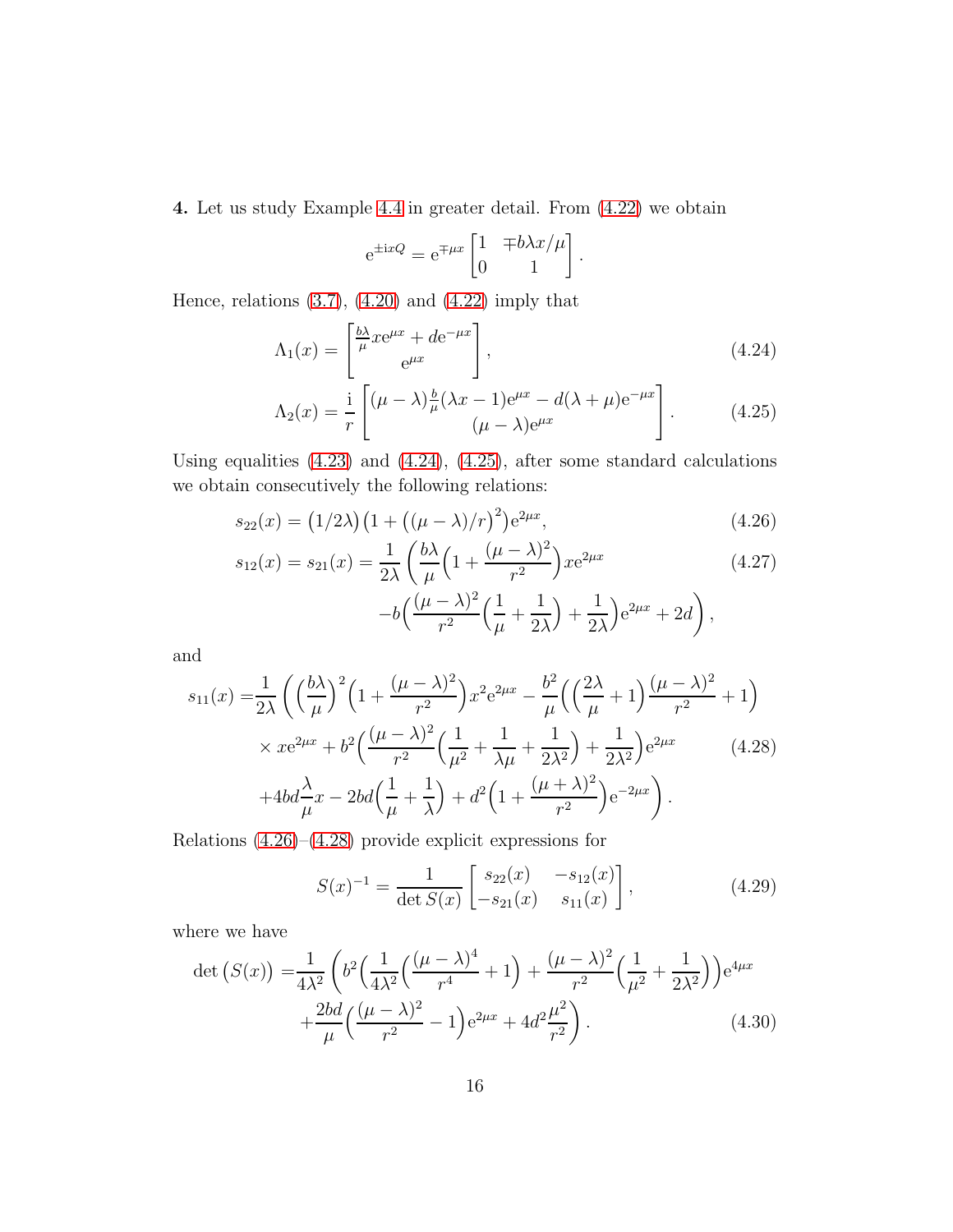**4.** Let us study Example 4.4 in greater detail. From (4.22) we obtain

$$\mathrm{e}^{\pm \mathrm{i}xQ} = \mathrm{e}^{\mp \mu x} \begin{bmatrix} 1 & \mp b\lambda x/\mu \\ 0 & 1 \end{bmatrix}.$$

Hence, relations (3.7), (4.20) and (4.22) imply that

$$\Lambda_1(x) = \begin{bmatrix} \frac{b\lambda}{\mu} x\mathrm{e}^{\mu x} + d\mathrm{e}^{-\mu x} \\ \mathrm{e}^{\mu x} \end{bmatrix}, \tag{4.24}$$

$$\Lambda_2(x) = \frac{\mathrm{i}}{r} \begin{bmatrix} (\mu - \lambda)\frac{b}{\mu}(\lambda x - 1)\mathrm{e}^{\mu x} - d(\lambda + \mu)\mathrm{e}^{-\mu x} \\ (\mu - \lambda)\mathrm{e}^{\mu x} \end{bmatrix}. \tag{4.25}$$

Using equalities (4.23) and (4.24), (4.25), after some standard calculations we obtain consecutively the following relations:

$$s_{22}(x) = \big(1/2\lambda\big)\big(1 + \big((\mu - \lambda)/r\big)^2\big)\mathrm{e}^{2\mu x}, \tag{4.26}$$

$$\begin{aligned} s_{12}(x) = s_{21}(x) = \frac{1}{2\lambda} \bigg( &\frac{b\lambda}{\mu}\Big(1 + \frac{(\mu - \lambda)^2}{r^2}\Big) x\mathrm{e}^{2\mu x} \\ &- b\Big(\frac{(\mu - \lambda)^2}{r^2}\Big(\frac{1}{\mu} + \frac{1}{2\lambda}\Big) + \frac{1}{2\lambda}\Big)\mathrm{e}^{2\mu x} + 2d \bigg), \end{aligned} \tag{4.27}$$

and

$$\begin{aligned} s_{11}(x) = &\frac{1}{2\lambda} \bigg( \Big(\frac{b\lambda}{\mu}\Big)^2 \Big(1 + \frac{(\mu - \lambda)^2}{r^2}\Big) x^2 \mathrm{e}^{2\mu x} - \frac{b^2}{\mu}\Big(\Big(\frac{2\lambda}{\mu} + 1\Big)\frac{(\mu - \lambda)^2}{r^2} + 1\Big) \\ &\times x\mathrm{e}^{2\mu x} + b^2\Big(\frac{(\mu - \lambda)^2}{r^2}\Big(\frac{1}{\mu^2} + \frac{1}{\lambda\mu} + \frac{1}{2\lambda^2}\Big) + \frac{1}{2\lambda^2}\Big)\mathrm{e}^{2\mu x} \\ &+ 4bd\frac{\lambda}{\mu}x - 2bd\Big(\frac{1}{\mu} + \frac{1}{\lambda}\Big) + d^2\Big(1 + \frac{(\mu + \lambda)^2}{r^2}\Big)\mathrm{e}^{-2\mu x} \bigg). \end{aligned} \tag{4.28}$$

Relations (4.26)–(4.28) provide explicit expressions for

$$S(x)^{-1} = \frac{1}{\det S(x)} \begin{bmatrix} s_{22}(x) & -s_{12}(x) \\ -s_{21}(x) & s_{11}(x) \end{bmatrix}, \tag{4.29}$$

where we have

$$\begin{aligned} \det\big(S(x)\big) = &\frac{1}{4\lambda^2} \bigg( b^2\Big(\frac{1}{4\lambda^2}\Big(\frac{(\mu - \lambda)^4}{r^4} + 1\Big) + \frac{(\mu - \lambda)^2}{r^2}\Big(\frac{1}{\mu^2} + \frac{1}{2\lambda^2}\Big)\Big)\mathrm{e}^{4\mu x} \\ &+ \frac{2bd}{\mu}\Big(\frac{(\mu - \lambda)^2}{r^2} - 1\Big)\mathrm{e}^{2\mu x} + 4d^2\frac{\mu^2}{r^2} \bigg). \end{aligned} \tag{4.30}$$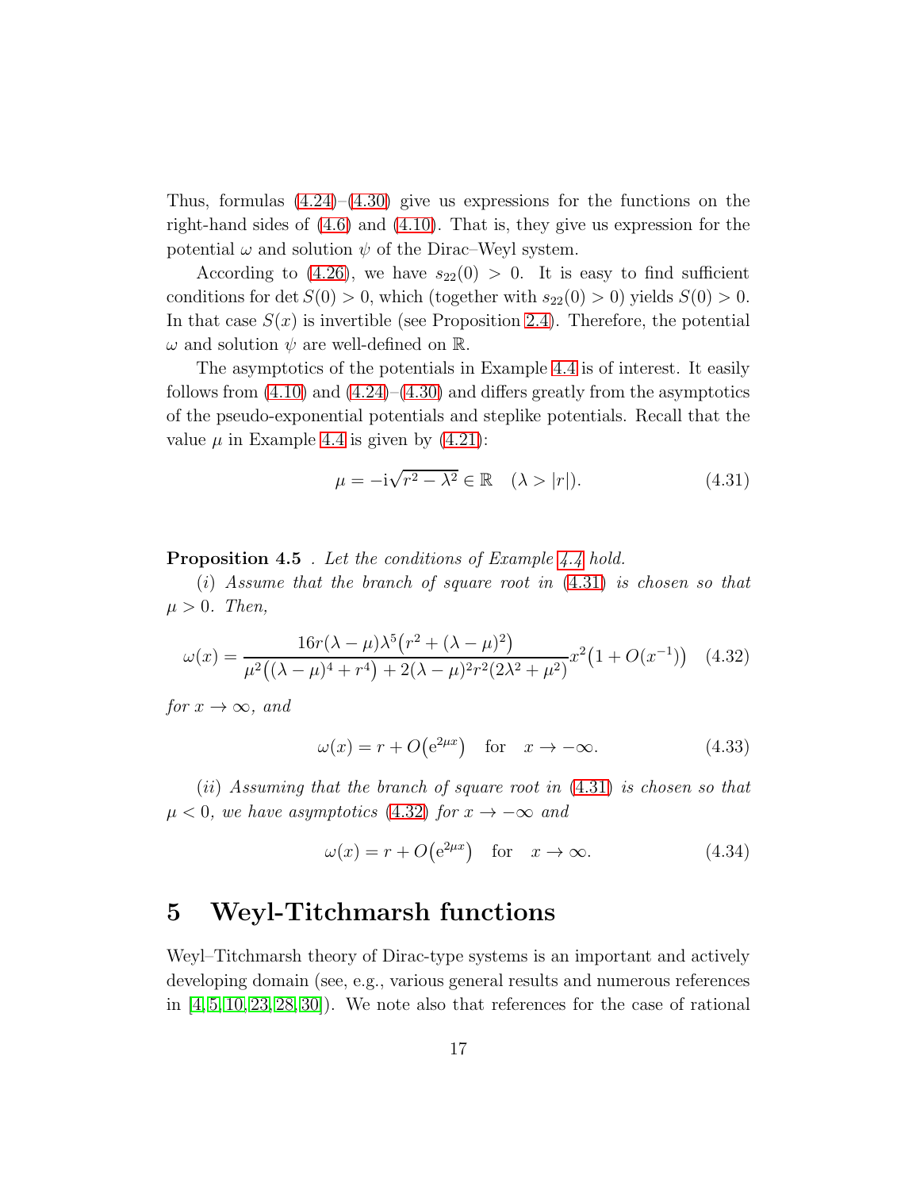Thus, formulas (4.24)–(4.30) give us expressions for the functions on the right-hand sides of (4.6) and (4.10). That is, they give us expression for the potential $\omega$ and solution $\psi$ of the Dirac–Weyl system.

According to (4.26), we have $s_{22}(0) > 0$. It is easy to find sufficient conditions for $\det S(0) > 0$, which (together with $s_{22}(0) > 0$) yields $S(0) > 0$. In that case $S(x)$ is invertible (see Proposition 2.4). Therefore, the potential $\omega$ and solution $\psi$ are well-defined on $\mathbb{R}$.

The asymptotics of the potentials in Example 4.4 is of interest. It easily follows from (4.10) and (4.24)–(4.30) and differs greatly from the asymptotics of the pseudo-exponential potentials and steplike potentials. Recall that the value $\mu$ in Example 4.4 is given by (4.21):

$$\mu = -\mathrm{i}\sqrt{r^2 - \lambda^2} \in \mathbb{R} \quad (\lambda > |r|). \tag{4.31}$$

**Proposition 4.5** . *Let the conditions of Example 4.4 hold.*

(*i*) *Assume that the branch of square root in* (4.31) *is chosen so that* $\mu > 0$. *Then,*

$$\omega(x) = \frac{16r(\lambda - \mu)\lambda^5\big(r^2 + (\lambda - \mu)^2\big)}{\mu^2\big((\lambda - \mu)^4 + r^4\big) + 2(\lambda - \mu)^2 r^2(2\lambda^2 + \mu^2)} x^2\big(1 + O(x^{-1})\big) \tag{4.32}$$

*for* $x \to \infty$, *and*

$$\omega(x) = r + O\big(\mathrm{e}^{2\mu x}\big) \quad \text{for} \quad x \to -\infty. \tag{4.33}$$

(*ii*) *Assuming that the branch of square root in* (4.31) *is chosen so that* $\mu < 0$, *we have asymptotics* (4.32) *for* $x \to -\infty$ *and*

$$\omega(x) = r + O\big(\mathrm{e}^{2\mu x}\big) \quad \text{for} \quad x \to \infty. \tag{4.34}$$

# 5 Weyl-Titchmarsh functions

Weyl–Titchmarsh theory of Dirac-type systems is an important and actively developing domain (see, e.g., various general results and numerous references in [4,5,10,23,28,30]). We note also that references for the case of rational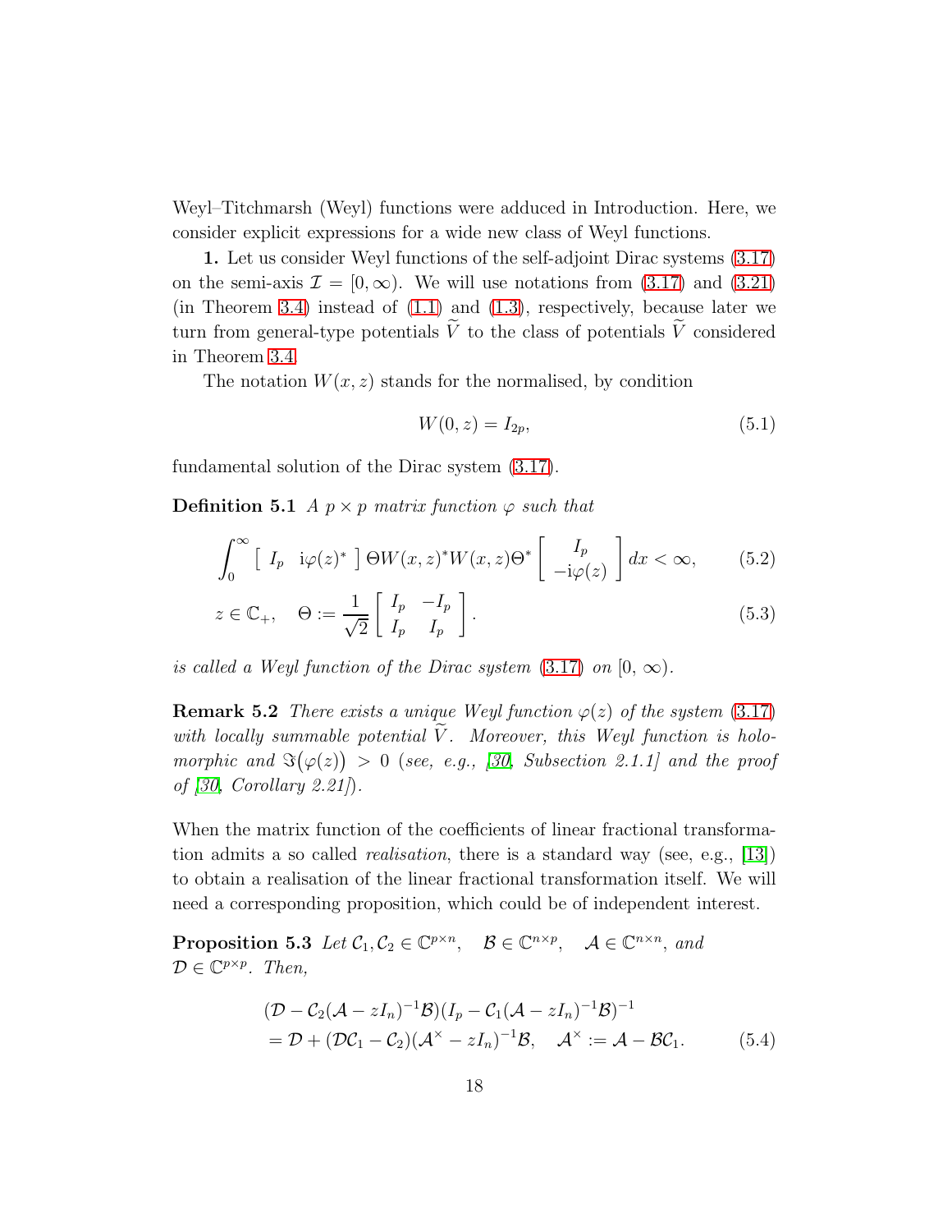Weyl–Titchmarsh (Weyl) functions were adduced in Introduction. Here, we consider explicit expressions for a wide new class of Weyl functions.

**1.** Let us consider Weyl functions of the self-adjoint Dirac systems (3.17) on the semi-axis $\mathcal{I} = [0, \infty)$. We will use notations from (3.17) and (3.21) (in Theorem 3.4) instead of (1.1) and (1.3), respectively, because later we turn from general-type potentials $\widetilde{V}$ to the class of potentials $\widetilde{V}$ considered in Theorem 3.4.

The notation $W(x, z)$ stands for the normalised, by condition

$$W(0, z) = I_{2p}, \tag{5.1}$$

fundamental solution of the Dirac system (3.17).

**Definition 5.1** *A $p \times p$ matrix function $\varphi$ such that*

$$\int_0^\infty \begin{bmatrix} I_p & \mathrm{i}\varphi(z)^* \end{bmatrix} \Theta W(x,z)^* W(x,z) \Theta^* \begin{bmatrix} I_p \\ -\mathrm{i}\varphi(z) \end{bmatrix} dx < \infty, \tag{5.2}$$

$$z \in \mathbb{C}_+, \quad \Theta := \frac{1}{\sqrt{2}} \begin{bmatrix} I_p & -I_p \\ I_p & I_p \end{bmatrix}. \tag{5.3}$$

*is called a Weyl function of the Dirac system* (3.17) *on* $[0, \infty)$.

**Remark 5.2** *There exists a unique Weyl function $\varphi(z)$ of the system* (3.17) *with locally summable potential $\widetilde{V}$. Moreover, this Weyl function is holomorphic and $\Im\big(\varphi(z)\big) > 0$ (see, e.g., [30, Subsection 2.1.1] and the proof of [30, Corollary 2.21]).*

When the matrix function of the coefficients of linear fractional transformation admits a so called *realisation*, there is a standard way (see, e.g., [13]) to obtain a realisation of the linear fractional transformation itself. We will need a corresponding proposition, which could be of independent interest.

**Proposition 5.3** *Let $\mathcal{C}_1, \mathcal{C}_2 \in \mathbb{C}^{p \times n}$, $\mathcal{B} \in \mathbb{C}^{n \times p}$, $\mathcal{A} \in \mathbb{C}^{n \times n}$, and $\mathcal{D} \in \mathbb{C}^{p \times p}$. Then,*

$$\begin{aligned} &(\mathcal{D} - \mathcal{C}_2(\mathcal{A} - zI_n)^{-1}\mathcal{B})(I_p - \mathcal{C}_1(\mathcal{A} - zI_n)^{-1}\mathcal{B})^{-1} \\ &= \mathcal{D} + (\mathcal{D}\mathcal{C}_1 - \mathcal{C}_2)(\mathcal{A}^\times - zI_n)^{-1}\mathcal{B}, \quad \mathcal{A}^\times := \mathcal{A} - \mathcal{B}\mathcal{C}_1. \end{aligned} \tag{5.4}$$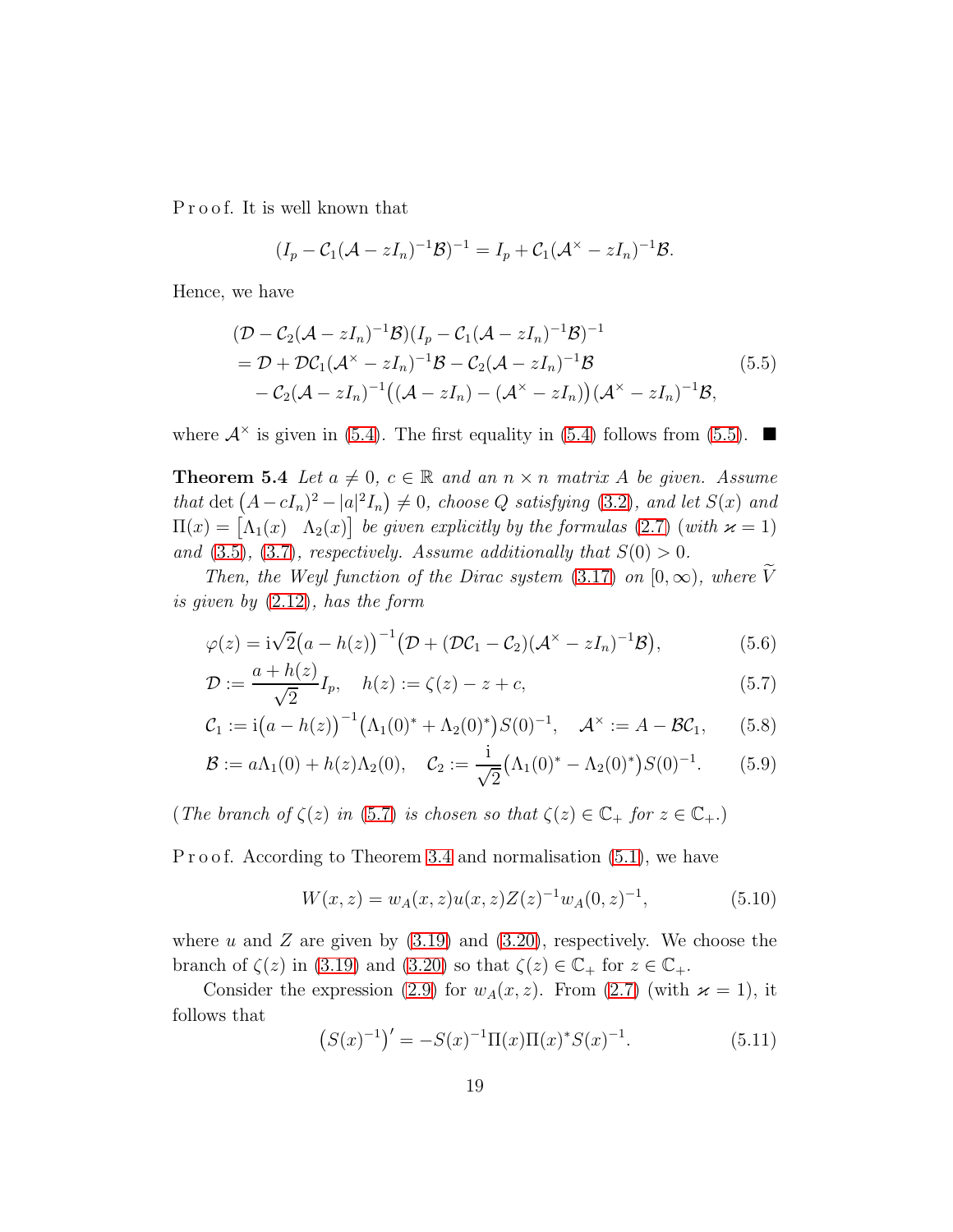P r o o f. It is well known that

$$\big(I_p - \mathcal{C}_1(\mathcal{A} - zI_n)^{-1}\mathcal{B}\big)^{-1} = I_p + \mathcal{C}_1(\mathcal{A}^{\times} - zI_n)^{-1}\mathcal{B}.$$

Hence, we have

$$\begin{aligned}
&(\mathcal{D} - \mathcal{C}_2(\mathcal{A} - zI_n)^{-1}\mathcal{B})(I_p - \mathcal{C}_1(\mathcal{A} - zI_n)^{-1}\mathcal{B})^{-1} \\
&= \mathcal{D} + \mathcal{D}\mathcal{C}_1(\mathcal{A}^{\times} - zI_n)^{-1}\mathcal{B} - \mathcal{C}_2(\mathcal{A} - zI_n)^{-1}\mathcal{B} \\
&\quad - \mathcal{C}_2(\mathcal{A} - zI_n)^{-1}\big((\mathcal{A} - zI_n) - (\mathcal{A}^{\times} - zI_n)\big)(\mathcal{A}^{\times} - zI_n)^{-1}\mathcal{B},
\end{aligned} \tag{5.5}$$

where $\mathcal{A}^{\times}$ is given in (5.4). The first equality in (5.4) follows from (5.5). ■

**Theorem 5.4** *Let $a \neq 0$, $c \in \mathbb{R}$ and an $n \times n$ matrix $A$ be given. Assume that $\det\big((A - cI_n)^2 - |a|^2 I_n\big) \neq 0$, choose $Q$ satisfying (3.2), and let $S(x)$ and $\Pi(x) = \begin{bmatrix}\Lambda_1(x) & \Lambda_2(x)\end{bmatrix}$ be given explicitly by the formulas (2.7) (with $\varkappa = 1$) and (3.5), (3.7), respectively. Assume additionally that $S(0) > 0$.*

*Then, the Weyl function of the Dirac system (3.17) on $[0, \infty)$, where $\widetilde{V}$ is given by (2.12), has the form*

$$\varphi(z) = \mathrm{i}\sqrt{2}\big(a - h(z)\big)^{-1}\big(\mathcal{D} + (\mathcal{D}\mathcal{C}_1 - \mathcal{C}_2)(\mathcal{A}^{\times} - zI_n)^{-1}\mathcal{B}\big), \tag{5.6}$$

$$\mathcal{D} := \frac{a + h(z)}{\sqrt{2}} I_p, \quad h(z) := \zeta(z) - z + c, \tag{5.7}$$

$$\mathcal{C}_1 := \mathrm{i}\big(a - h(z)\big)^{-1}\big(\Lambda_1(0)^* + \Lambda_2(0)^*\big)S(0)^{-1}, \quad \mathcal{A}^{\times} := A - \mathcal{B}\mathcal{C}_1, \tag{5.8}$$

$$\mathcal{B} := a\Lambda_1(0) + h(z)\Lambda_2(0), \quad \mathcal{C}_2 := \frac{\mathrm{i}}{\sqrt{2}}\big(\Lambda_1(0)^* - \Lambda_2(0)^*\big)S(0)^{-1}. \tag{5.9}$$

*(The branch of $\zeta(z)$ in (5.7) is chosen so that $\zeta(z) \in \mathbb{C}_+$ for $z \in \mathbb{C}_+$.)*

P r o o f. According to Theorem 3.4 and normalisation (5.1), we have

$$W(x, z) = w_A(x, z)u(x, z)Z(z)^{-1}w_A(0, z)^{-1}, \tag{5.10}$$

where $u$ and $Z$ are given by (3.19) and (3.20), respectively. We choose the branch of $\zeta(z)$ in (3.19) and (3.20) so that $\zeta(z) \in \mathbb{C}_+$ for $z \in \mathbb{C}_+$.

Consider the expression (2.9) for $w_A(x, z)$. From (2.7) (with $\varkappa = 1$), it follows that

$$\big(S(x)^{-1}\big)' = -S(x)^{-1}\Pi(x)\Pi(x)^* S(x)^{-1}. \tag{5.11}$$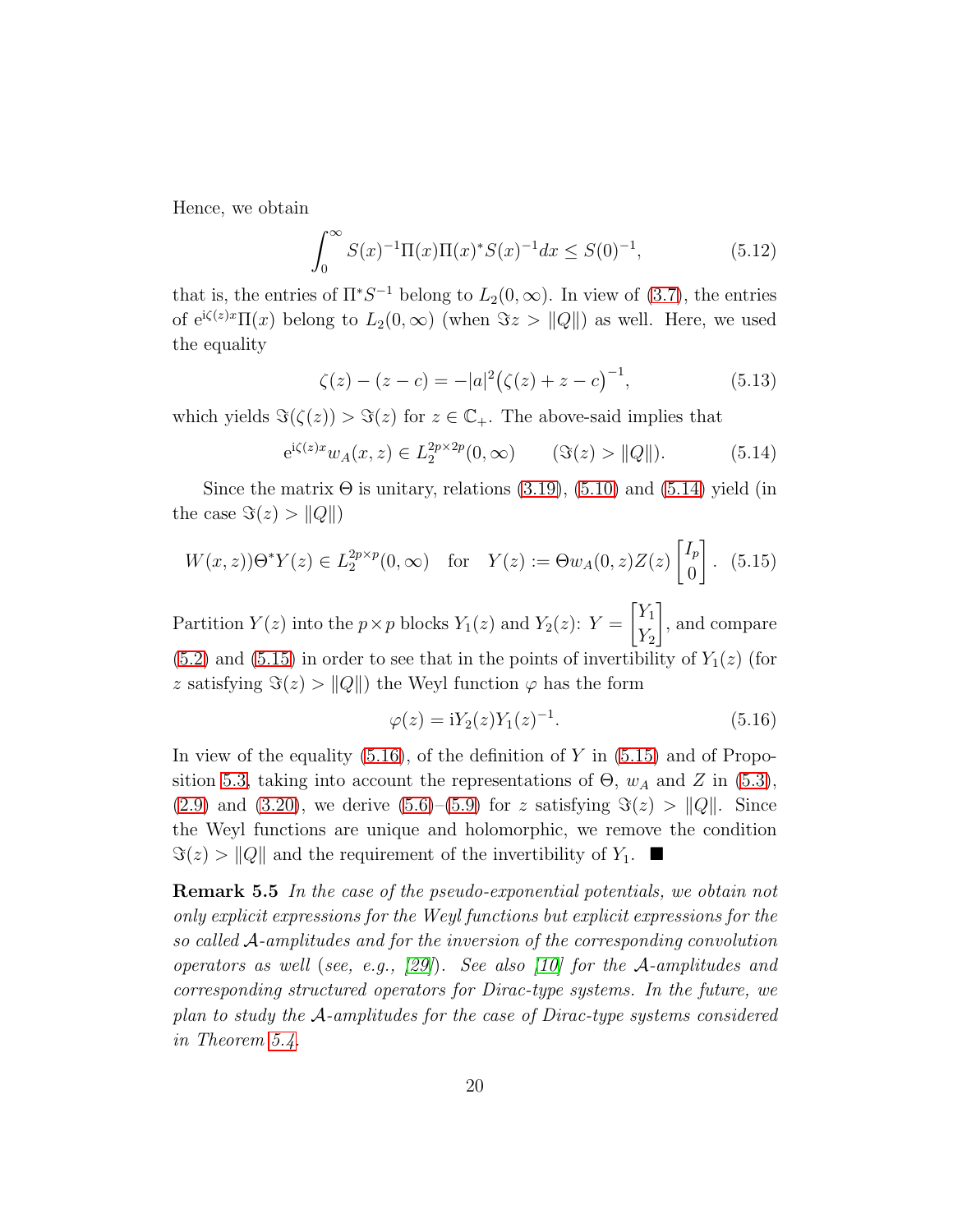Hence, we obtain

$$\int_0^\infty S(x)^{-1}\Pi(x)\Pi(x)^* S(x)^{-1}dx \le S(0)^{-1}, \tag{5.12}$$

that is, the entries of $\Pi^* S^{-1}$ belong to $L_2(0,\infty)$. In view of (3.7), the entries of $\mathrm{e}^{\mathrm{i}\zeta(z)x}\Pi(x)$ belong to $L_2(0,\infty)$ (when $\Im z > \|Q\|$) as well. Here, we used the equality

$$\zeta(z) - (z-c) = -|a|^2\big(\zeta(z)+z-c\big)^{-1}, \tag{5.13}$$

which yields $\Im(\zeta(z)) > \Im(z)$ for $z \in \mathbb{C}_+$. The above-said implies that

$$\mathrm{e}^{\mathrm{i}\zeta(z)x}w_A(x,z) \in L_2^{2p\times 2p}(0,\infty) \qquad (\Im(z) > \|Q\|). \tag{5.14}$$

Since the matrix $\Theta$ is unitary, relations (3.19), (5.10) and (5.14) yield (in the case $\Im(z) > \|Q\|$)

$$W(x,z))\Theta^* Y(z) \in L_2^{2p\times p}(0,\infty) \quad \text{for} \quad Y(z) := \Theta w_A(0,z)Z(z)\begin{bmatrix} I_p \\ 0 \end{bmatrix}. \tag{5.15}$$

Partition $Y(z)$ into the $p\times p$ blocks $Y_1(z)$ and $Y_2(z)$: $Y = \begin{bmatrix} Y_1 \\ Y_2 \end{bmatrix}$, and compare (5.2) and (5.15) in order to see that in the points of invertibility of $Y_1(z)$ (for $z$ satisfying $\Im(z) > \|Q\|$) the Weyl function $\varphi$ has the form

$$\varphi(z) = \mathrm{i}Y_2(z)Y_1(z)^{-1}. \tag{5.16}$$

In view of the equality (5.16), of the definition of $Y$ in (5.15) and of Proposition 5.3, taking into account the representations of $\Theta$, $w_A$ and $Z$ in (5.3), (2.9) and (3.20), we derive (5.6)–(5.9) for $z$ satisfying $\Im(z) > \|Q\|$. Since the Weyl functions are unique and holomorphic, we remove the condition $\Im(z) > \|Q\|$ and the requirement of the invertibility of $Y_1$. ■

**Remark 5.5** *In the case of the pseudo-exponential potentials, we obtain not only explicit expressions for the Weyl functions but explicit expressions for the so called $\mathcal{A}$-amplitudes and for the inversion of the corresponding convolution operators as well (see, e.g., [29]). See also [10] for the $\mathcal{A}$-amplitudes and corresponding structured operators for Dirac-type systems. In the future, we plan to study the $\mathcal{A}$-amplitudes for the case of Dirac-type systems considered in Theorem 5.4.*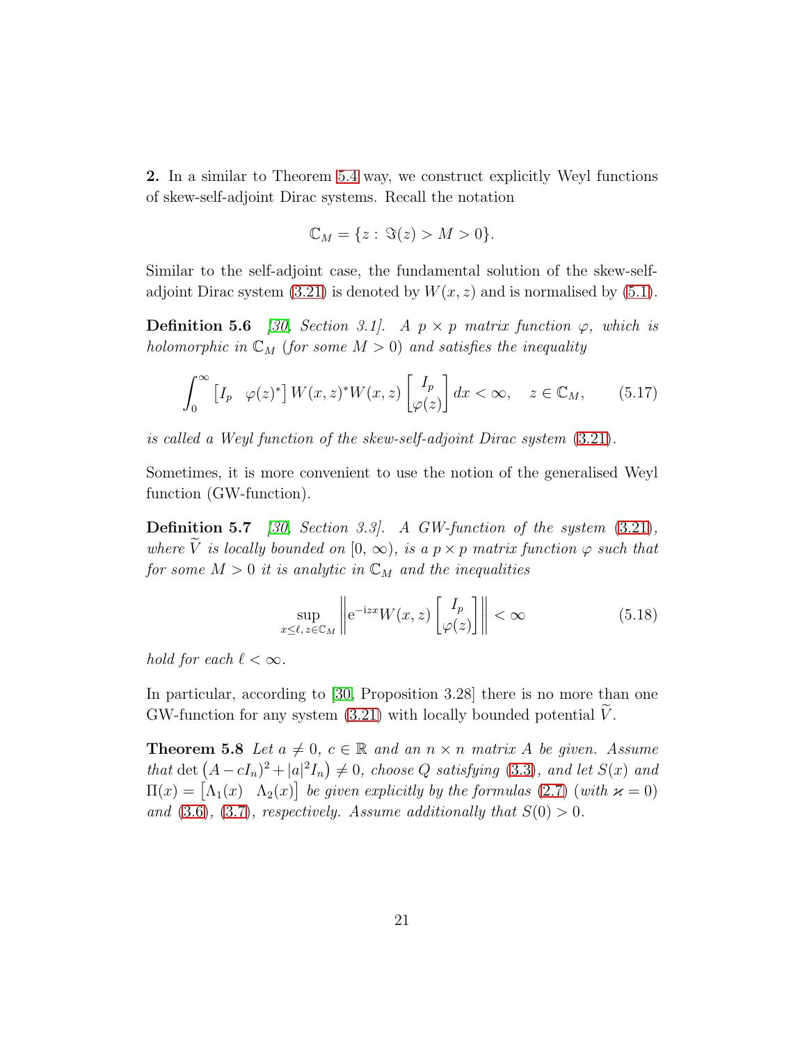**2.** In a similar to Theorem 5.4 way, we construct explicitly Weyl functions of skew-self-adjoint Dirac systems. Recall the notation

$$\mathbb{C}_M = \{z : \Im(z) > M > 0\}.$$

Similar to the self-adjoint case, the fundamental solution of the skew-self-adjoint Dirac system (3.21) is denoted by $W(x, z)$ and is normalised by (5.1).

**Definition 5.6** *[30, Section 3.1]. A $p \times p$ matrix function $\varphi$, which is holomorphic in $\mathbb{C}_M$ (for some $M > 0$) and satisfies the inequality*

$$\int_0^\infty \begin{bmatrix} I_p & \varphi(z)^* \end{bmatrix} W(x, z)^* W(x, z) \begin{bmatrix} I_p \\ \varphi(z) \end{bmatrix} dx < \infty, \quad z \in \mathbb{C}_M, \tag{5.17}$$

*is called a Weyl function of the skew-self-adjoint Dirac system (3.21).*

Sometimes, it is more convenient to use the notion of the generalised Weyl function (GW-function).

**Definition 5.7** *[30, Section 3.3]. A GW-function of the system (3.21), where $\widetilde{V}$ is locally bounded on $[0, \infty)$, is a $p \times p$ matrix function $\varphi$ such that for some $M > 0$ it is analytic in $\mathbb{C}_M$ and the inequalities*

$$\sup_{x \leq \ell,\, z \in \mathbb{C}_M} \left\| \mathrm{e}^{-\mathrm{i}zx} W(x, z) \begin{bmatrix} I_p \\ \varphi(z) \end{bmatrix} \right\| < \infty \tag{5.18}$$

*hold for each $\ell < \infty$.*

In particular, according to [30, Proposition 3.28] there is no more than one GW-function for any system (3.21) with locally bounded potential $\widetilde{V}$.

**Theorem 5.8** *Let $a \neq 0$, $c \in \mathbb{R}$ and an $n \times n$ matrix $A$ be given. Assume that $\det\left((A - cI_n)^2 + |a|^2 I_n\right) \neq 0$, choose $Q$ satisfying (3.3), and let $S(x)$ and $\Pi(x) = \begin{bmatrix} \Lambda_1(x) & \Lambda_2(x) \end{bmatrix}$ be given explicitly by the formulas (2.7) (with $\varkappa = 0$) and (3.6), (3.7), respectively. Assume additionally that $S(0) > 0$.*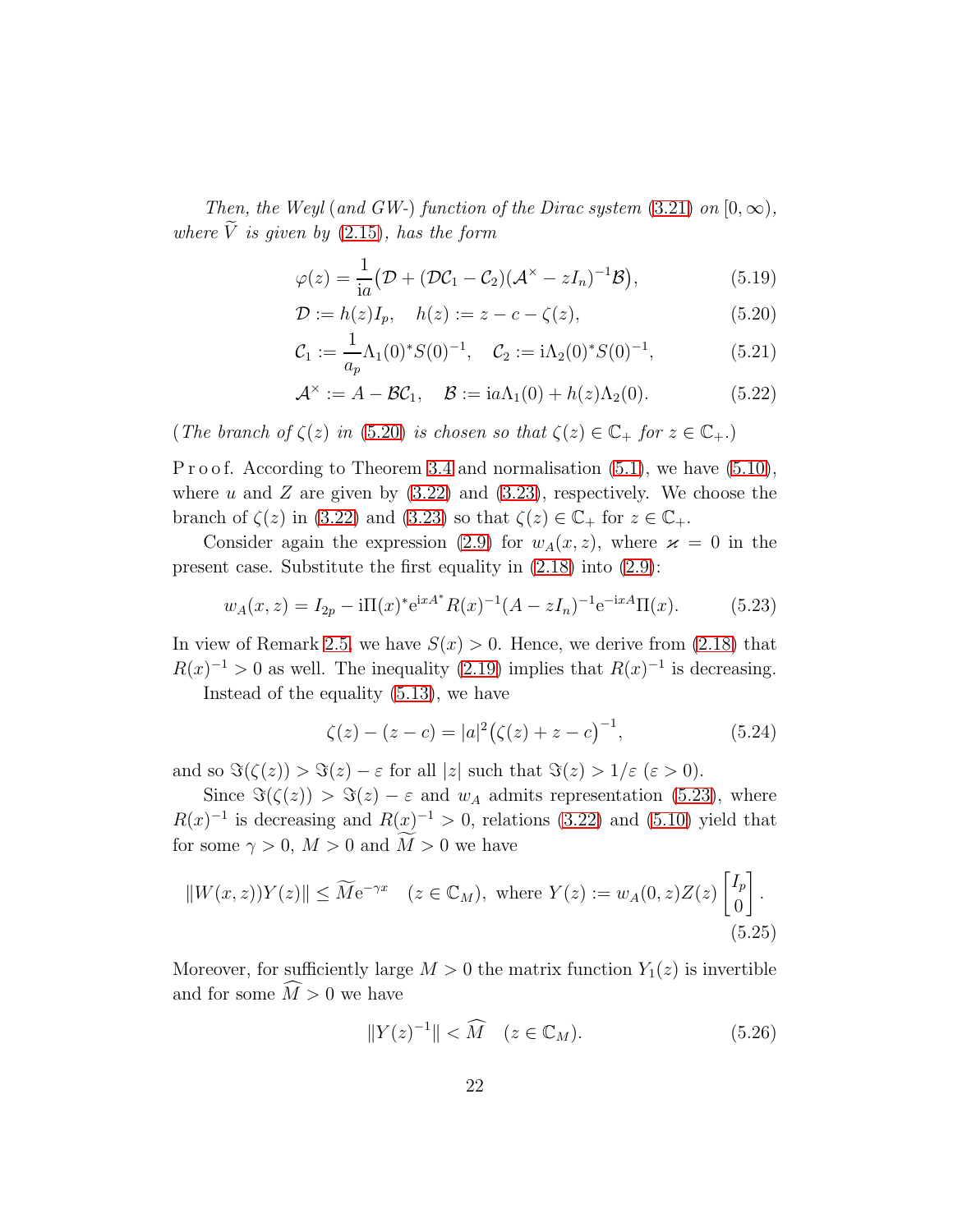*Then, the Weyl (and GW-) function of the Dirac system* (3.21) *on* $[0, \infty)$, *where* $\widetilde{V}$ *is given by* (2.15)*, has the form*

$$\varphi(z) = \frac{1}{\mathrm{i}a}\big(\mathcal{D} + (\mathcal{D}\mathcal{C}_1 - \mathcal{C}_2)(\mathcal{A}^{\times} - zI_n)^{-1}\mathcal{B}\big), \tag{5.19}$$

$$\mathcal{D} := h(z)I_p, \quad h(z) := z - c - \zeta(z), \tag{5.20}$$

$$\mathcal{C}_1 := \frac{1}{a_p}\Lambda_1(0)^* S(0)^{-1}, \quad \mathcal{C}_2 := \mathrm{i}\Lambda_2(0)^* S(0)^{-1}, \tag{5.21}$$

$$\mathcal{A}^{\times} := A - \mathcal{B}\mathcal{C}_1, \quad \mathcal{B} := \mathrm{i}a\Lambda_1(0) + h(z)\Lambda_2(0). \tag{5.22}$$

(*The branch of* $\zeta(z)$ *in* (5.20) *is chosen so that* $\zeta(z) \in \mathbb{C}_+$ *for* $z \in \mathbb{C}_+$.)

Proof. According to Theorem 3.4 and normalisation (5.1), we have (5.10), where $u$ and $Z$ are given by (3.22) and (3.23), respectively. We choose the branch of $\zeta(z)$ in (3.22) and (3.23) so that $\zeta(z) \in \mathbb{C}_+$ for $z \in \mathbb{C}_+$.

Consider again the expression (2.9) for $w_A(x, z)$, where $\varkappa = 0$ in the present case. Substitute the first equality in (2.18) into (2.9):

$$w_A(x, z) = I_{2p} - \mathrm{i}\Pi(x)^* \mathrm{e}^{\mathrm{i}xA^*} R(x)^{-1}(A - zI_n)^{-1}\mathrm{e}^{-\mathrm{i}xA}\Pi(x). \tag{5.23}$$

In view of Remark 2.5, we have $S(x) > 0$. Hence, we derive from (2.18) that $R(x)^{-1} > 0$ as well. The inequality (2.19) implies that $R(x)^{-1}$ is decreasing.

Instead of the equality (5.13), we have

$$\zeta(z) - (z - c) = |a|^2\big(\zeta(z) + z - c\big)^{-1}, \tag{5.24}$$

and so $\Im(\zeta(z)) > \Im(z) - \varepsilon$ for all $|z|$ such that $\Im(z) > 1/\varepsilon$ $(\varepsilon > 0)$.

Since $\Im(\zeta(z)) > \Im(z) - \varepsilon$ and $w_A$ admits representation (5.23), where $R(x)^{-1}$ is decreasing and $R(x)^{-1} > 0$, relations (3.22) and (5.10) yield that for some $\gamma > 0$, $M > 0$ and $\widetilde{M} > 0$ we have

$$\|W(x, z))Y(z)\| \leq \widetilde{M}\mathrm{e}^{-\gamma x} \quad (z \in \mathbb{C}_M), \text{ where } Y(z) := w_A(0, z)Z(z)\begin{bmatrix} I_p \\ 0 \end{bmatrix}. \tag{5.25}$$

Moreover, for sufficiently large $M > 0$ the matrix function $Y_1(z)$ is invertible and for some $\widehat{M} > 0$ we have

$$\|Y(z)^{-1}\| < \widehat{M} \quad (z \in \mathbb{C}_M). \tag{5.26}$$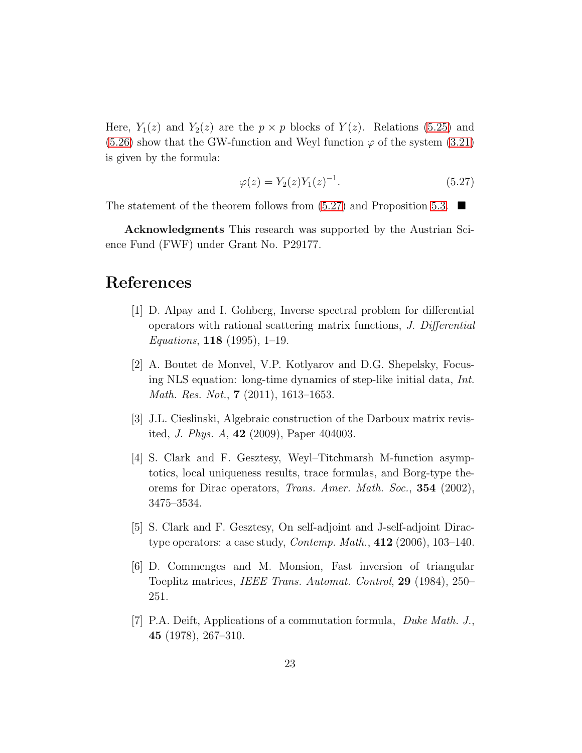Here, $Y_1(z)$ and $Y_2(z)$ are the $p \times p$ blocks of $Y(z)$. Relations (5.25) and (5.26) show that the GW-function and Weyl function $\varphi$ of the system (3.21) is given by the formula:

$$\varphi(z) = Y_2(z)Y_1(z)^{-1}. \tag{5.27}$$

The statement of the theorem follows from (5.27) and Proposition 5.3. $\blacksquare$

**Acknowledgments** This research was supported by the Austrian Science Fund (FWF) under Grant No. P29177.

# References

[1] D. Alpay and I. Gohberg, Inverse spectral problem for differential operators with rational scattering matrix functions, *J. Differential Equations*, **118** (1995), 1–19.

[2] A. Boutet de Monvel, V.P. Kotlyarov and D.G. Shepelsky, Focusing NLS equation: long-time dynamics of step-like initial data, *Int. Math. Res. Not.*, **7** (2011), 1613–1653.

[3] J.L. Cieslinski, Algebraic construction of the Darboux matrix revisited, *J. Phys. A*, **42** (2009), Paper 404003.

[4] S. Clark and F. Gesztesy, Weyl–Titchmarsh M-function asymptotics, local uniqueness results, trace formulas, and Borg-type theorems for Dirac operators, *Trans. Amer. Math. Soc.*, **354** (2002), 3475–3534.

[5] S. Clark and F. Gesztesy, On self-adjoint and J-self-adjoint Dirac-type operators: a case study, *Contemp. Math.*, **412** (2006), 103–140.

[6] D. Commenges and M. Monsion, Fast inversion of triangular Toeplitz matrices, *IEEE Trans. Automat. Control*, **29** (1984), 250–251.

[7] P.A. Deift, Applications of a commutation formula, *Duke Math. J.*, **45** (1978), 267–310.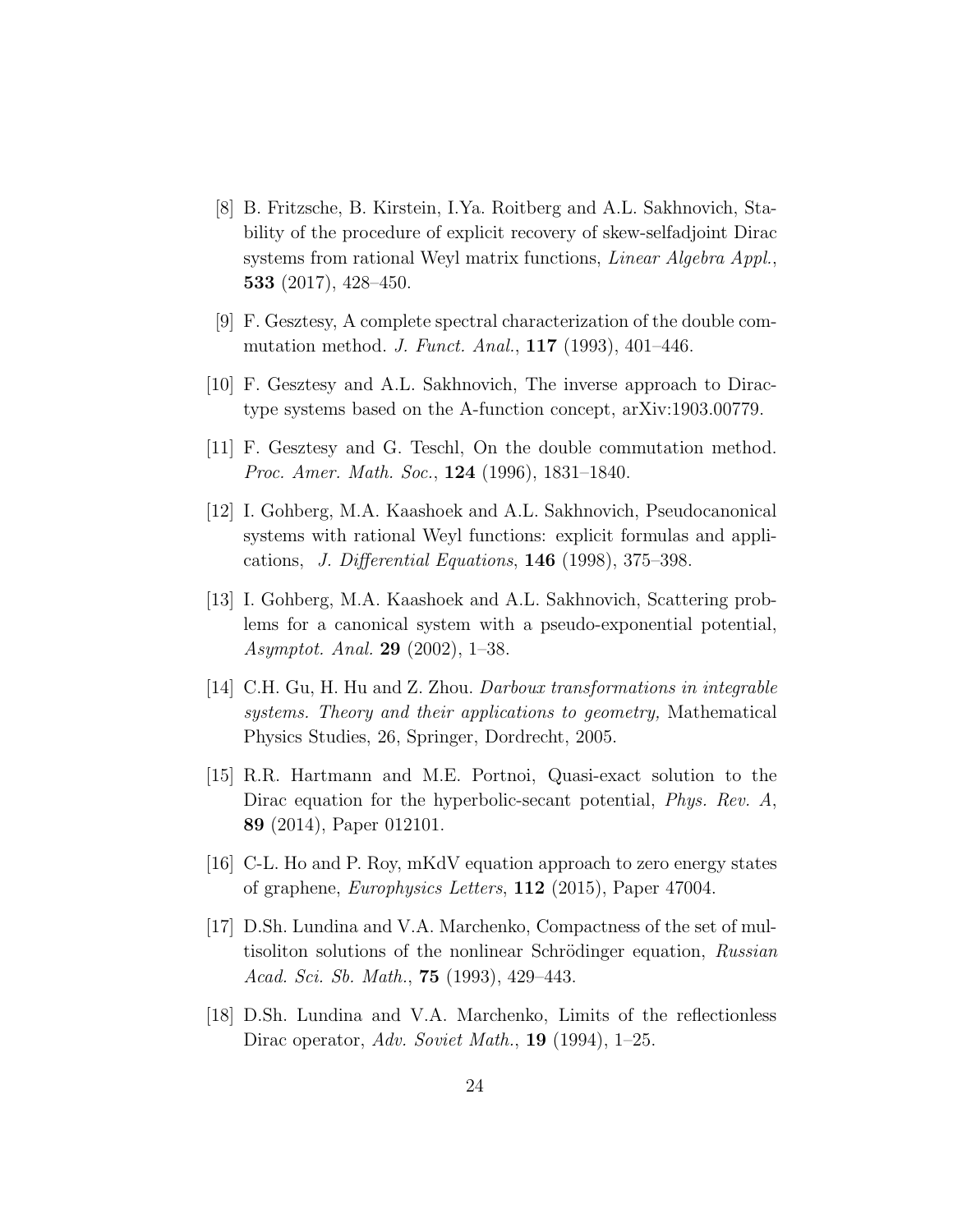[8] B. Fritzsche, B. Kirstein, I.Ya. Roitberg and A.L. Sakhnovich, Stability of the procedure of explicit recovery of skew-selfadjoint Dirac systems from rational Weyl matrix functions, *Linear Algebra Appl.*, **533** (2017), 428–450.

[9] F. Gesztesy, A complete spectral characterization of the double commutation method. *J. Funct. Anal.*, **117** (1993), 401–446.

[10] F. Gesztesy and A.L. Sakhnovich, The inverse approach to Dirac-type systems based on the A-function concept, arXiv:1903.00779.

[11] F. Gesztesy and G. Teschl, On the double commutation method. *Proc. Amer. Math. Soc.*, **124** (1996), 1831–1840.

[12] I. Gohberg, M.A. Kaashoek and A.L. Sakhnovich, Pseudocanonical systems with rational Weyl functions: explicit formulas and applications, *J. Differential Equations*, **146** (1998), 375–398.

[13] I. Gohberg, M.A. Kaashoek and A.L. Sakhnovich, Scattering problems for a canonical system with a pseudo-exponential potential, *Asymptot. Anal.* **29** (2002), 1–38.

[14] C.H. Gu, H. Hu and Z. Zhou. *Darboux transformations in integrable systems. Theory and their applications to geometry,* Mathematical Physics Studies, 26, Springer, Dordrecht, 2005.

[15] R.R. Hartmann and M.E. Portnoi, Quasi-exact solution to the Dirac equation for the hyperbolic-secant potential, *Phys. Rev. A*, **89** (2014), Paper 012101.

[16] C-L. Ho and P. Roy, mKdV equation approach to zero energy states of graphene, *Europhysics Letters*, **112** (2015), Paper 47004.

[17] D.Sh. Lundina and V.A. Marchenko, Compactness of the set of multisoliton solutions of the nonlinear Schrödinger equation, *Russian Acad. Sci. Sb. Math.*, **75** (1993), 429–443.

[18] D.Sh. Lundina and V.A. Marchenko, Limits of the reflectionless Dirac operator, *Adv. Soviet Math.*, **19** (1994), 1–25.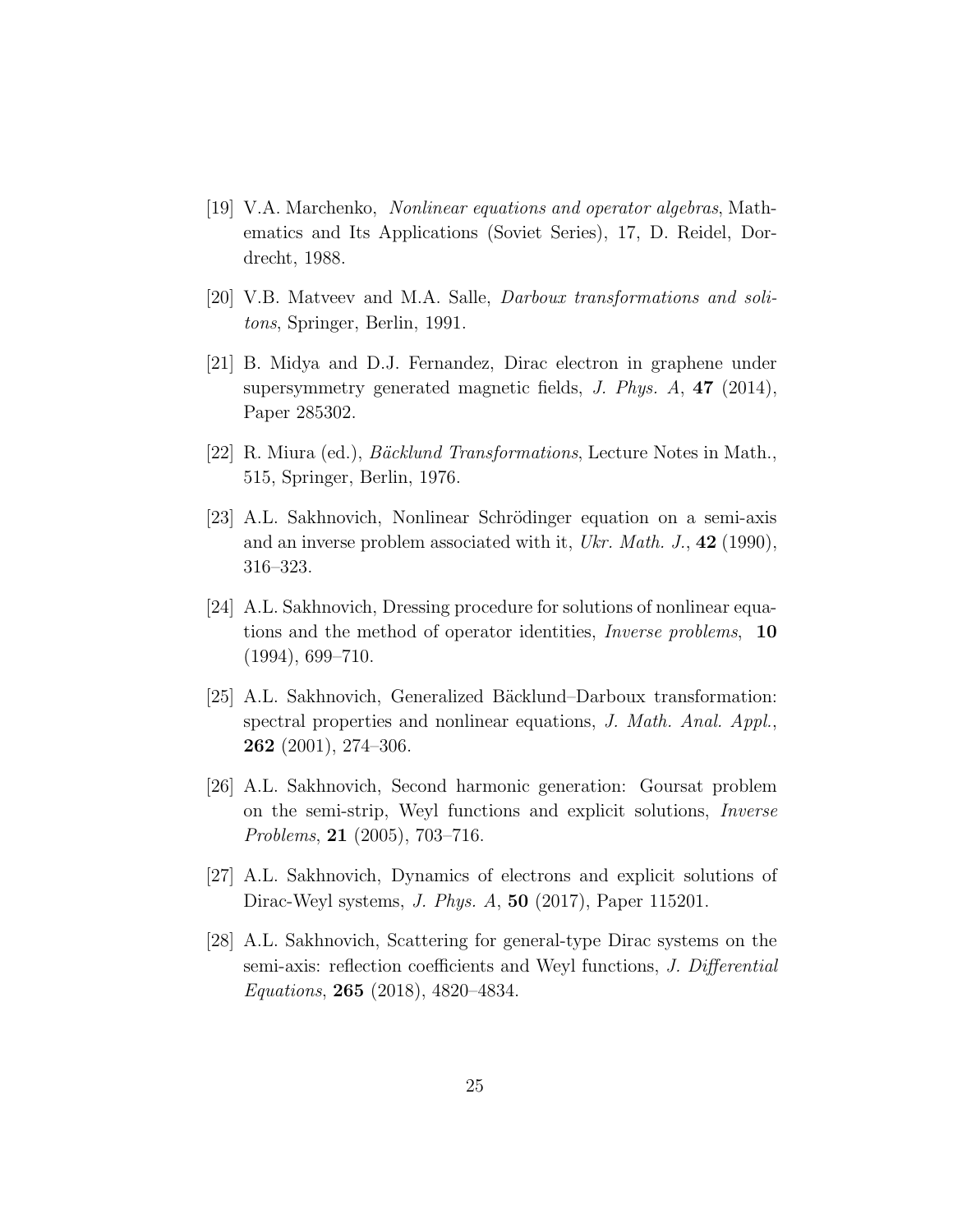[19] V.A. Marchenko, *Nonlinear equations and operator algebras*, Mathematics and Its Applications (Soviet Series), 17, D. Reidel, Dordrecht, 1988.

[20] V.B. Matveev and M.A. Salle, *Darboux transformations and solitons*, Springer, Berlin, 1991.

[21] B. Midya and D.J. Fernandez, Dirac electron in graphene under supersymmetry generated magnetic fields, *J. Phys. A*, **47** (2014), Paper 285302.

[22] R. Miura (ed.), *Bäcklund Transformations*, Lecture Notes in Math., 515, Springer, Berlin, 1976.

[23] A.L. Sakhnovich, Nonlinear Schrödinger equation on a semi-axis and an inverse problem associated with it, *Ukr. Math. J.*, **42** (1990), 316–323.

[24] A.L. Sakhnovich, Dressing procedure for solutions of nonlinear equations and the method of operator identities, *Inverse problems*, **10** (1994), 699–710.

[25] A.L. Sakhnovich, Generalized Bäcklund–Darboux transformation: spectral properties and nonlinear equations, *J. Math. Anal. Appl.*, **262** (2001), 274–306.

[26] A.L. Sakhnovich, Second harmonic generation: Goursat problem on the semi-strip, Weyl functions and explicit solutions, *Inverse Problems*, **21** (2005), 703–716.

[27] A.L. Sakhnovich, Dynamics of electrons and explicit solutions of Dirac-Weyl systems, *J. Phys. A*, **50** (2017), Paper 115201.

[28] A.L. Sakhnovich, Scattering for general-type Dirac systems on the semi-axis: reflection coefficients and Weyl functions, *J. Differential Equations*, **265** (2018), 4820–4834.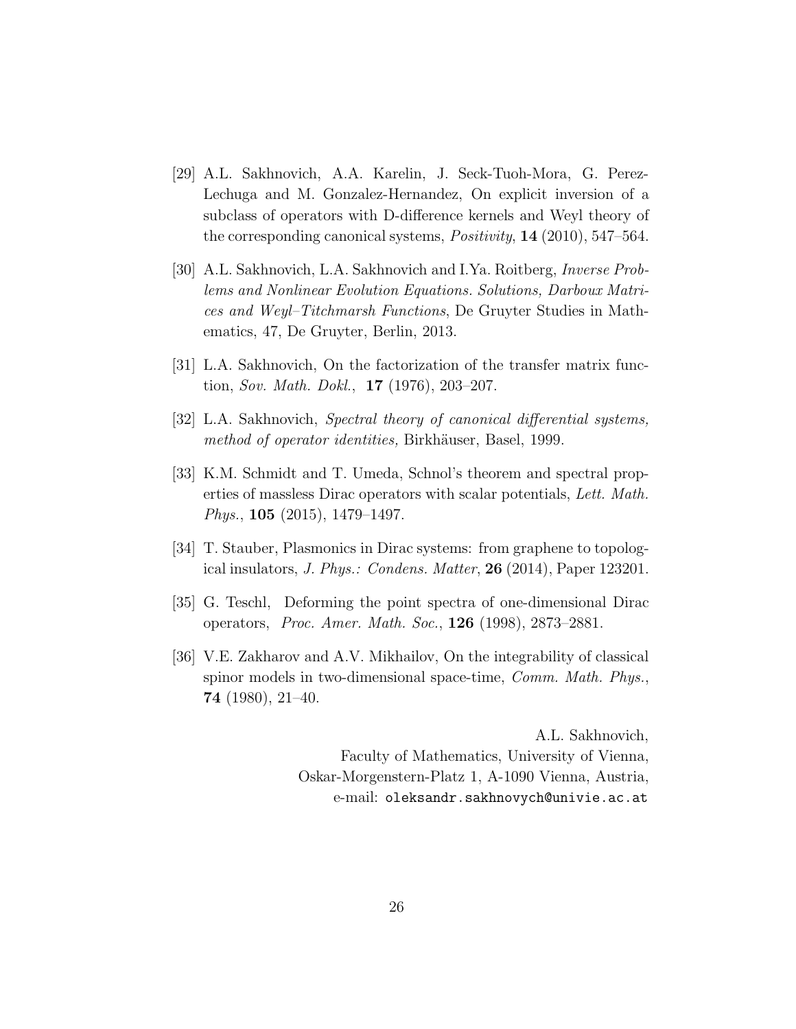[29] A.L. Sakhnovich, A.A. Karelin, J. Seck-Tuoh-Mora, G. Perez-Lechuga and M. Gonzalez-Hernandez, On explicit inversion of a subclass of operators with D-difference kernels and Weyl theory of the corresponding canonical systems, *Positivity*, **14** (2010), 547–564.

[30] A.L. Sakhnovich, L.A. Sakhnovich and I.Ya. Roitberg, *Inverse Problems and Nonlinear Evolution Equations. Solutions, Darboux Matrices and Weyl–Titchmarsh Functions*, De Gruyter Studies in Mathematics, 47, De Gruyter, Berlin, 2013.

[31] L.A. Sakhnovich, On the factorization of the transfer matrix function, *Sov. Math. Dokl.*, **17** (1976), 203–207.

[32] L.A. Sakhnovich, *Spectral theory of canonical differential systems, method of operator identities,* Birkhäuser, Basel, 1999.

[33] K.M. Schmidt and T. Umeda, Schnol's theorem and spectral properties of massless Dirac operators with scalar potentials, *Lett. Math. Phys.*, **105** (2015), 1479–1497.

[34] T. Stauber, Plasmonics in Dirac systems: from graphene to topological insulators, *J. Phys.: Condens. Matter*, **26** (2014), Paper 123201.

[35] G. Teschl, Deforming the point spectra of one-dimensional Dirac operators, *Proc. Amer. Math. Soc.*, **126** (1998), 2873–2881.

[36] V.E. Zakharov and A.V. Mikhailov, On the integrability of classical spinor models in two-dimensional space-time, *Comm. Math. Phys.*, **74** (1980), 21–40.

A.L. Sakhnovich,
Faculty of Mathematics, University of Vienna,
Oskar-Morgenstern-Platz 1, A-1090 Vienna, Austria,
e-mail: `oleksandr.sakhnovych@univie.ac.at`